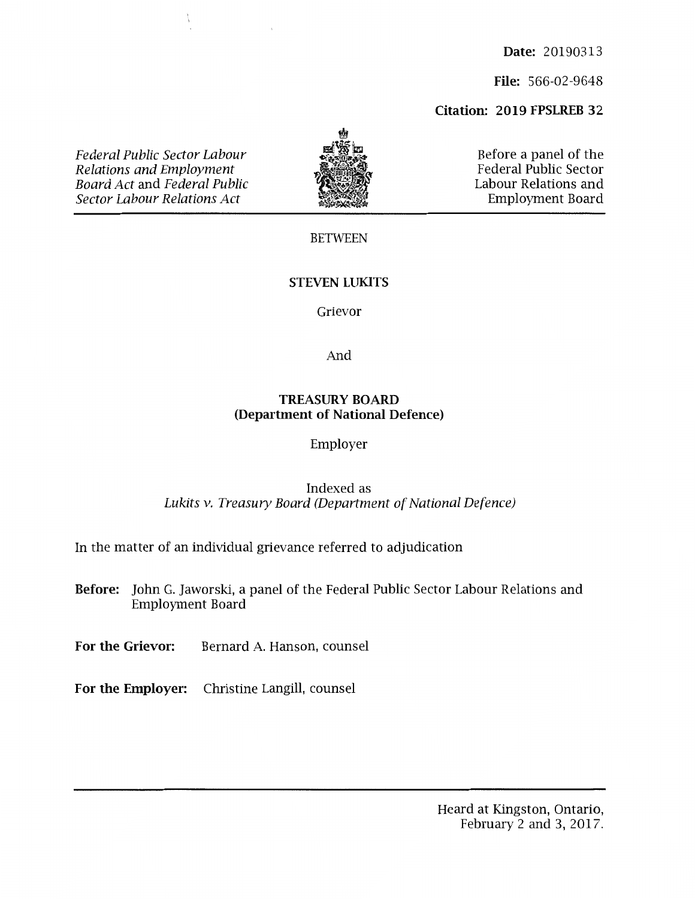**Date:** 20190313

**File:** 566-02-9648

**Citation: 2019 FPSLREB 32**

*Federal Public Sector Labour Relations and Employment Board Act* and *Federal Public Sector Labour Relations Act*

Before a panel of the Federal Public Sector Labour Relations and Employment Board

BETWEEN

**STEVEN LUKITS**

Grievor

And

**TREASURY BOARD (Department of National Defence)**

Employer

Indexed as
*Lukits v. Treasury Board (Department of National Defence)*

In the matter of an individual grievance referred to adjudication

**Before:** John G. Jaworski, a panel of the Federal Public Sector Labour Relations and Employment Board

**For the Grievor:** Bernard A. Hanson, counsel

**For the Employer:** Christine Langill, counsel

Heard at Kingston, Ontario,
February 2 and 3, 2017.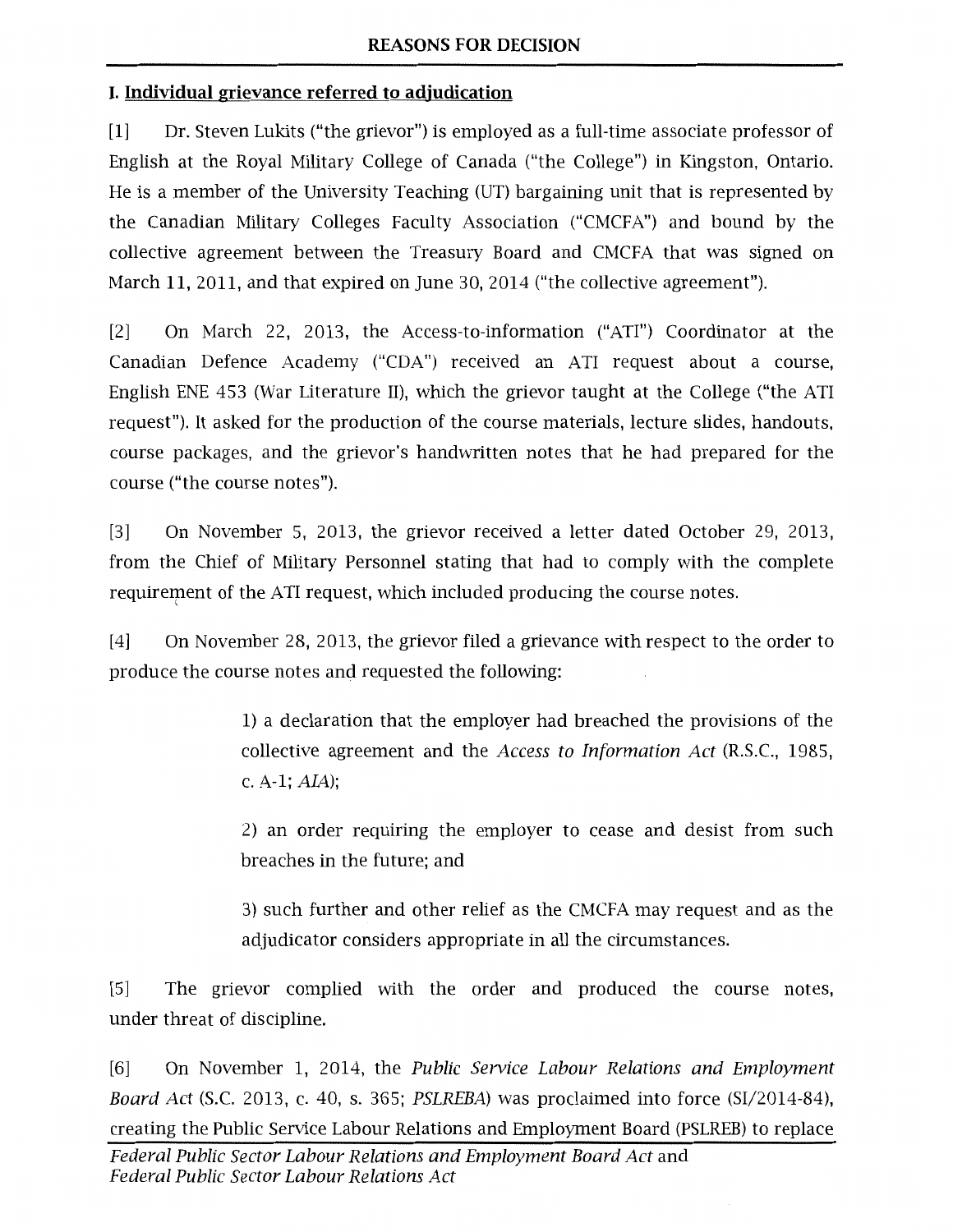## REASONS FOR DECISION

### I. Individual grievance referred to adjudication

[1] Dr. Steven Lukits ("the grievor") is employed as a full-time associate professor of English at the Royal Military College of Canada ("the College") in Kingston, Ontario. He is a member of the University Teaching (UT) bargaining unit that is represented by the Canadian Military Colleges Faculty Association ("CMCFA") and bound by the collective agreement between the Treasury Board and CMCFA that was signed on March 11, 2011, and that expired on June 30, 2014 ("the collective agreement").

[2] On March 22, 2013, the Access-to-information ("ATI") Coordinator at the Canadian Defence Academy ("CDA") received an ATI request about a course, English ENE 453 (War Literature II), which the grievor taught at the College ("the ATI request"). It asked for the production of the course materials, lecture slides, handouts, course packages, and the grievor's handwritten notes that he had prepared for the course ("the course notes").

[3] On November 5, 2013, the grievor received a letter dated October 29, 2013, from the Chief of Military Personnel stating that had to comply with the complete requirement of the ATI request, which included producing the course notes.

[4] On November 28, 2013, the grievor filed a grievance with respect to the order to produce the course notes and requested the following:

> 1) a declaration that the employer had breached the provisions of the collective agreement and the *Access to Information Act* (R.S.C., 1985, c. A-1; *AIA*);
>
> 2) an order requiring the employer to cease and desist from such breaches in the future; and
>
> 3) such further and other relief as the CMCFA may request and as the adjudicator considers appropriate in all the circumstances.

[5] The grievor complied with the order and produced the course notes, under threat of discipline.

[6] On November 1, 2014, the *Public Service Labour Relations and Employment Board Act* (S.C. 2013, c. 40, s. 365; *PSLREBA*) was proclaimed into force (SI/2014-84), creating the Public Service Labour Relations and Employment Board (PSLREB) to replace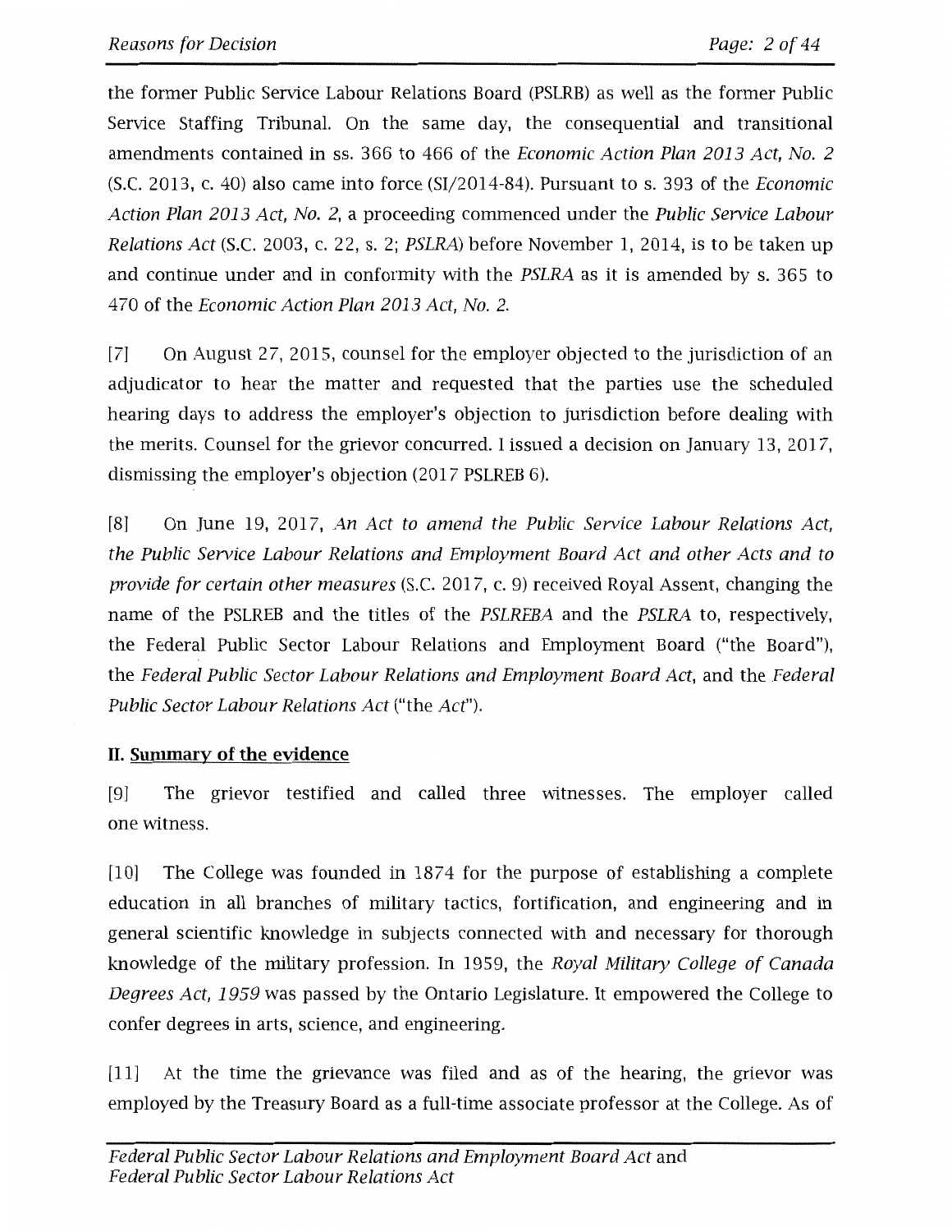the former Public Service Labour Relations Board (PSLRB) as well as the former Public Service Staffing Tribunal. On the same day, the consequential and transitional amendments contained in ss. 366 to 466 of the *Economic Action Plan 2013 Act, No. 2* (S.C. 2013, c. 40) also came into force (SI/2014-84). Pursuant to s. 393 of the *Economic Action Plan 2013 Act, No. 2*, a proceeding commenced under the *Public Service Labour Relations Act* (S.C. 2003, c. 22, s. 2; *PSLRA*) before November 1, 2014, is to be taken up and continue under and in conformity with the *PSLRA* as it is amended by s. 365 to 470 of the *Economic Action Plan 2013 Act, No. 2*.

[7] On August 27, 2015, counsel for the employer objected to the jurisdiction of an adjudicator to hear the matter and requested that the parties use the scheduled hearing days to address the employer's objection to jurisdiction before dealing with the merits. Counsel for the grievor concurred. I issued a decision on January 13, 2017, dismissing the employer's objection (2017 PSLREB 6).

[8] On June 19, 2017, *An Act to amend the Public Service Labour Relations Act, the Public Service Labour Relations and Employment Board Act and other Acts and to provide for certain other measures* (S.C. 2017, c. 9) received Royal Assent, changing the name of the PSLREB and the titles of the *PSLREBA* and the *PSLRA* to, respectively, the Federal Public Sector Labour Relations and Employment Board ("the Board"), the *Federal Public Sector Labour Relations and Employment Board Act*, and the *Federal Public Sector Labour Relations Act* ("the *Act*").

## II. Summary of the evidence

[9] The grievor testified and called three witnesses. The employer called one witness.

[10] The College was founded in 1874 for the purpose of establishing a complete education in all branches of military tactics, fortification, and engineering and in general scientific knowledge in subjects connected with and necessary for thorough knowledge of the military profession. In 1959, the *Royal Military College of Canada Degrees Act, 1959* was passed by the Ontario Legislature. It empowered the College to confer degrees in arts, science, and engineering.

[11] At the time the grievance was filed and as of the hearing, the grievor was employed by the Treasury Board as a full-time associate professor at the College. As of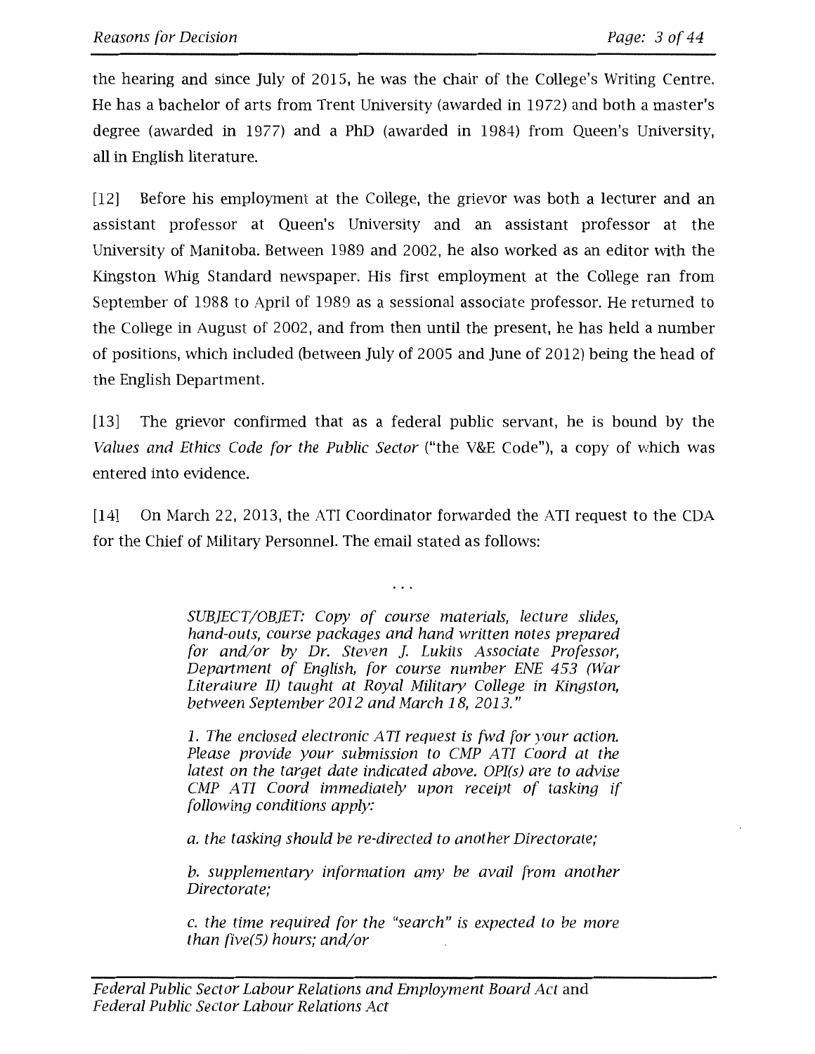the hearing and since July of 2015, he was the chair of the College's Writing Centre. He has a bachelor of arts from Trent University (awarded in 1972) and both a master's degree (awarded in 1977) and a PhD (awarded in 1984) from Queen's University, all in English literature.

[12] Before his employment at the College, the grievor was both a lecturer and an assistant professor at Queen's University and an assistant professor at the University of Manitoba. Between 1989 and 2002, he also worked as an editor with the Kingston Whig Standard newspaper. His first employment at the College ran from September of 1988 to April of 1989 as a sessional associate professor. He returned to the College in August of 2002, and from then until the present, he has held a number of positions, which included (between July of 2005 and June of 2012) being the head of the English Department.

[13] The grievor confirmed that as a federal public servant, he is bound by the *Values and Ethics Code for the Public Sector* ("the V&E Code"), a copy of which was entered into evidence.

[14] On March 22, 2013, the ATI Coordinator forwarded the ATI request to the CDA for the Chief of Military Personnel. The email stated as follows:

. . .

> *SUBJECT/OBJET: Copy of course materials, lecture slides, hand-outs, course packages and hand written notes prepared for and/or by Dr. Steven J. Lukits Associate Professor, Department of English, for course number ENE 453 (War Literature II) taught at Royal Military College in Kingston, between September 2012 and March 18, 2013."*
>
> *1. The enclosed electronic ATI request is fwd for your action. Please provide your submission to CMP ATI Coord at the latest on the target date indicated above. OPI(s) are to advise CMP ATI Coord immediately upon receipt of tasking if following conditions apply:*
>
> *a. the tasking should be re-directed to another Directorate;*
>
> *b. supplementary information amy be avail from another Directorate;*
>
> *c. the time required for the "search" is expected to be more than five(5) hours; and/or*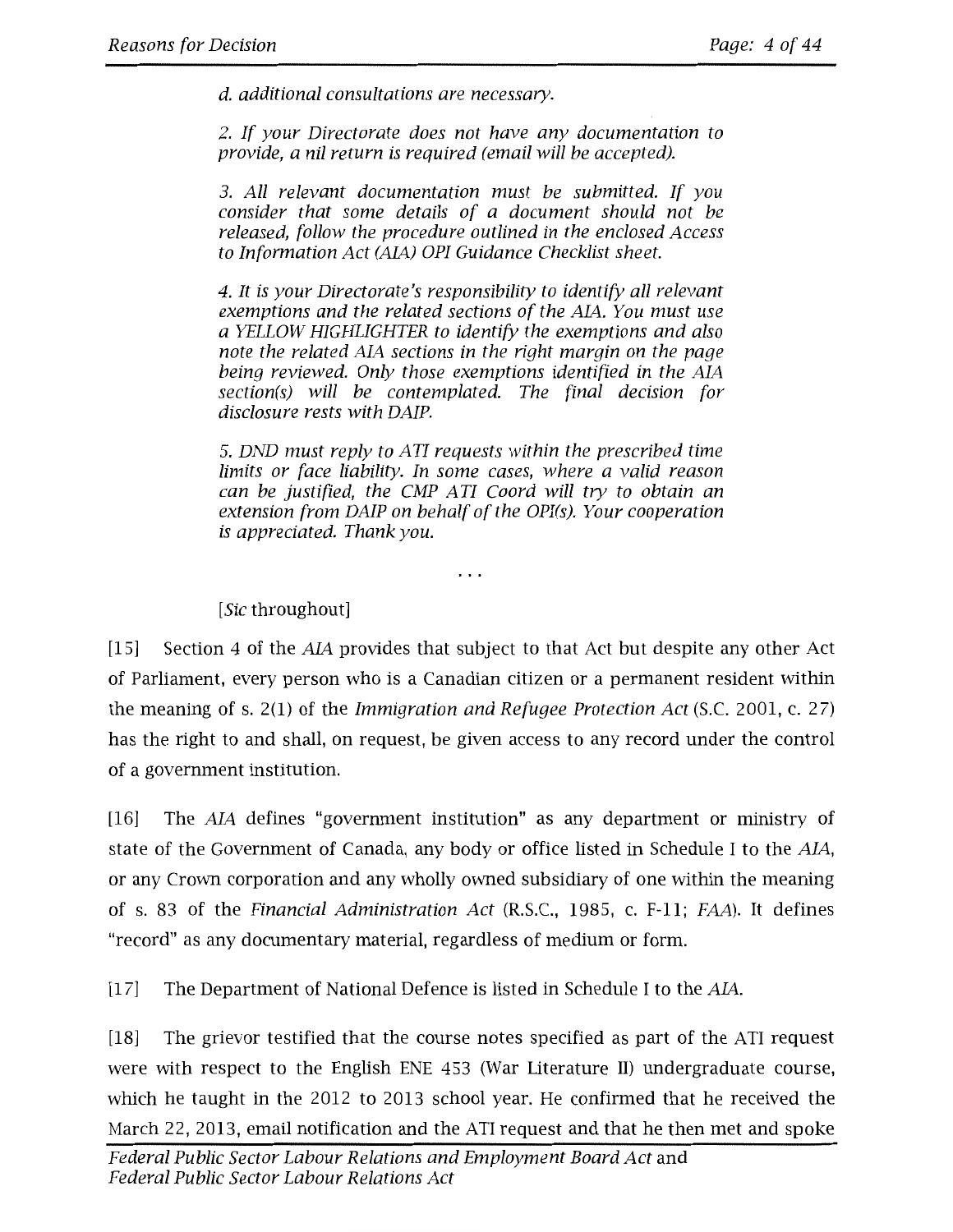> *d. additional consultations are necessary.*
>
> *2. If your Directorate does not have any documentation to provide, a nil return is required (email will be accepted).*
>
> *3. All relevant documentation must be submitted. If you consider that some details of a document should not be released, follow the procedure outlined in the enclosed Access to Information Act (AIA) OPI Guidance Checklist sheet.*
>
> *4. It is your Directorate's responsibility to identify all relevant exemptions and the related sections of the AIA. You must use a YELLOW HIGHLIGHTER to identify the exemptions and also note the related AIA sections in the right margin on the page being reviewed. Only those exemptions identified in the AIA section(s) will be contemplated. The final decision for disclosure rests with DAIP.*
>
> *5. DND must reply to ATI requests within the prescribed time limits or face liability. In some cases, where a valid reason can be justified, the CMP ATI Coord will try to obtain an extension from DAIP on behalf of the OPI(s). Your cooperation is appreciated. Thank you.*
>
> ...
>
> [*Sic* throughout]

[15] Section 4 of the *AIA* provides that subject to that Act but despite any other Act of Parliament, every person who is a Canadian citizen or a permanent resident within the meaning of s. 2(1) of the *Immigration and Refugee Protection Act* (S.C. 2001, c. 27) has the right to and shall, on request, be given access to any record under the control of a government institution.

[16] The *AIA* defines "government institution" as any department or ministry of state of the Government of Canada, any body or office listed in Schedule I to the *AIA*, or any Crown corporation and any wholly owned subsidiary of one within the meaning of s. 83 of the *Financial Administration Act* (R.S.C., 1985, c. F-11; *FAA*). It defines "record" as any documentary material, regardless of medium or form.

[17] The Department of National Defence is listed in Schedule I to the *AIA*.

[18] The grievor testified that the course notes specified as part of the ATI request were with respect to the English ENE 453 (War Literature II) undergraduate course, which he taught in the 2012 to 2013 school year. He confirmed that he received the March 22, 2013, email notification and the ATI request and that he then met and spoke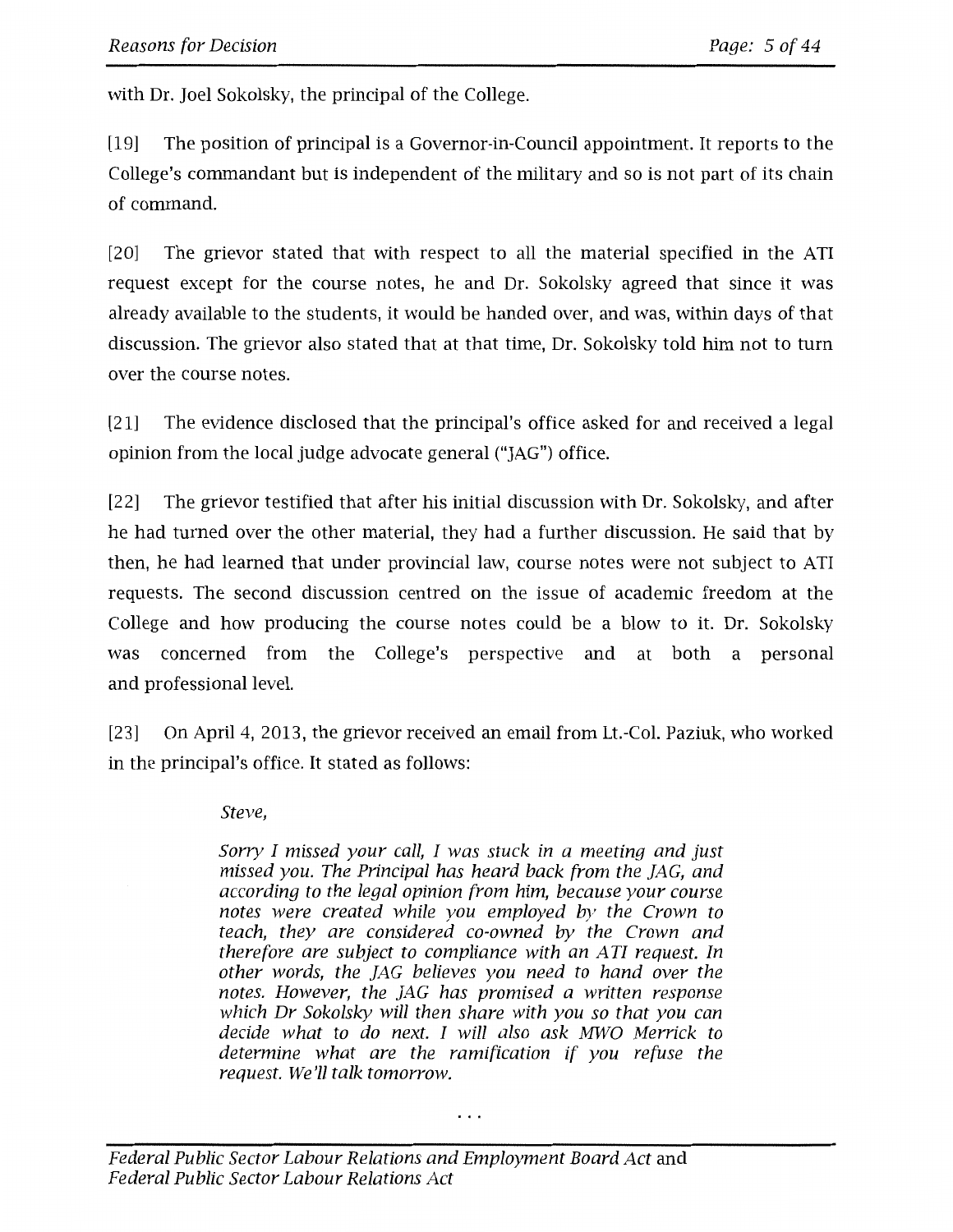with Dr. Joel Sokolsky, the principal of the College.

[19] The position of principal is a Governor-in-Council appointment. It reports to the College's commandant but is independent of the military and so is not part of its chain of command.

[20] The grievor stated that with respect to all the material specified in the ATI request except for the course notes, he and Dr. Sokolsky agreed that since it was already available to the students, it would be handed over, and was, within days of that discussion. The grievor also stated that at that time, Dr. Sokolsky told him not to turn over the course notes.

[21] The evidence disclosed that the principal's office asked for and received a legal opinion from the local judge advocate general ("JAG") office.

[22] The grievor testified that after his initial discussion with Dr. Sokolsky, and after he had turned over the other material, they had a further discussion. He said that by then, he had learned that under provincial law, course notes were not subject to ATI requests. The second discussion centred on the issue of academic freedom at the College and how producing the course notes could be a blow to it. Dr. Sokolsky was concerned from the College's perspective and at both a personal and professional level.

[23] On April 4, 2013, the grievor received an email from Lt.-Col. Paziuk, who worked in the principal's office. It stated as follows:

> *Steve,*
>
> *Sorry I missed your call, I was stuck in a meeting and just missed you. The Principal has heard back from the JAG, and according to the legal opinion from him, because your course notes were created while you employed by the Crown to teach, they are considered co-owned by the Crown and therefore are subject to compliance with an ATI request. In other words, the JAG believes you need to hand over the notes. However, the JAG has promised a written response which Dr Sokolsky will then share with you so that you can decide what to do next. I will also ask MWO Merrick to determine what are the ramification if you refuse the request. We'll talk tomorrow.*

. . .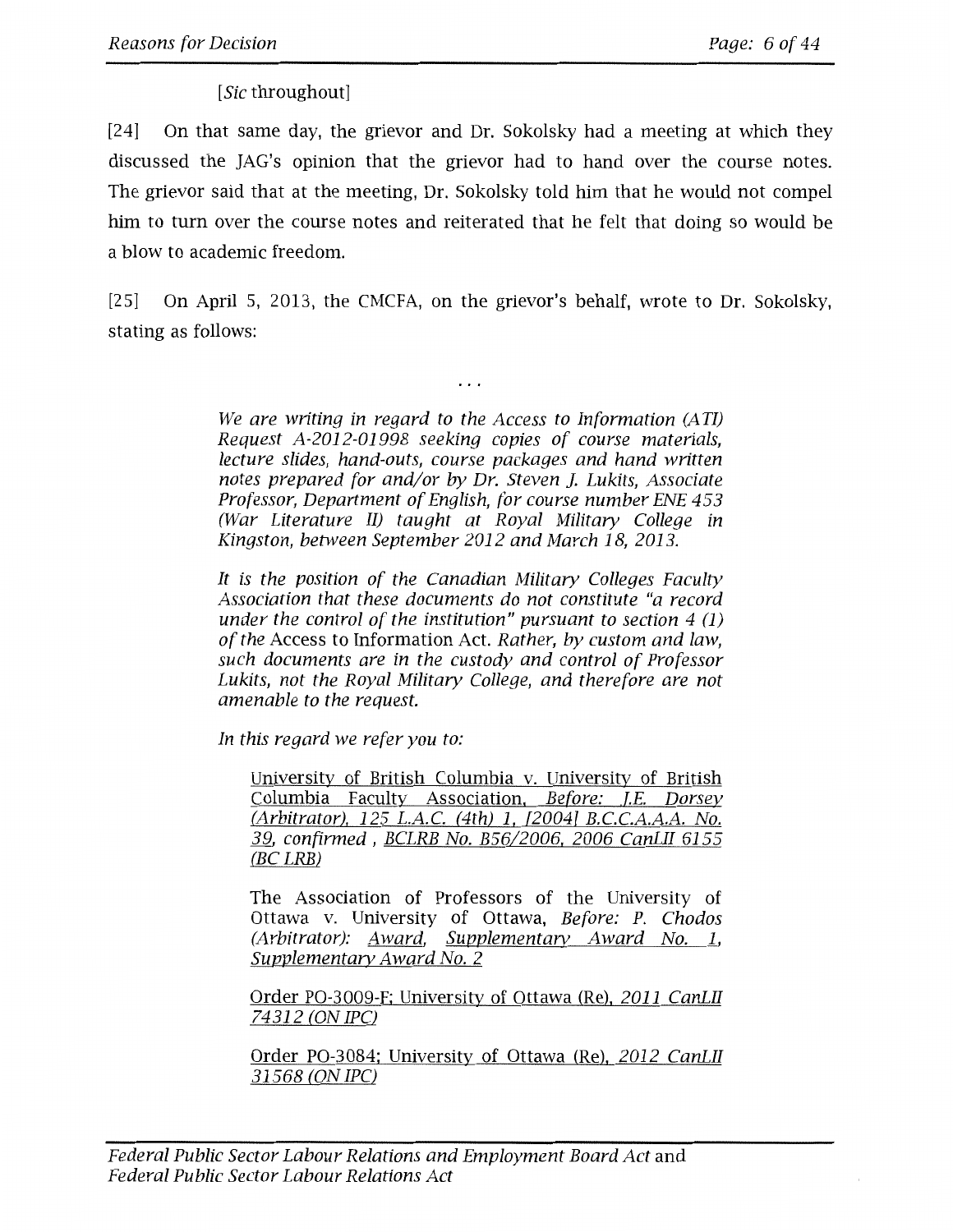[*Sic* throughout]

[24] On that same day, the grievor and Dr. Sokolsky had a meeting at which they discussed the JAG's opinion that the grievor had to hand over the course notes. The grievor said that at the meeting, Dr. Sokolsky told him that he would not compel him to turn over the course notes and reiterated that he felt that doing so would be a blow to academic freedom.

[25] On April 5, 2013, the CMCFA, on the grievor's behalf, wrote to Dr. Sokolsky, stating as follows:

> . . .
>
> *We are writing in regard to the Access to Information (ATI) Request A-2012-01998 seeking copies of course materials, lecture slides, hand-outs, course packages and hand written notes prepared for and/or by Dr. Steven J. Lukits, Associate Professor, Department of English, for course number ENE 453 (War Literature II) taught at Royal Military College in Kingston, between September 2012 and March 18, 2013.*
>
> *It is the position of the Canadian Military Colleges Faculty Association that these documents do not constitute "a record under the control of the institution" pursuant to section 4 (1) of the* Access to Information Act. *Rather, by custom and law, such documents are in the custody and control of Professor Lukits, not the Royal Military College, and therefore are not amenable to the request.*
>
> *In this regard we refer you to:*
>
>> University of British Columbia v. University of British Columbia Faculty Association, *Before: J.E. Dorsey (Arbitrator), 125 L.A.C. (4th) 1, [2004] B.C.C.A.A.A. No. 39, confirmed , BCLRB No. B56/2006, 2006 CanLII 6155 (BC LRB)*
>>
>> The Association of Professors of the University of Ottawa v. University of Ottawa, *Before: P. Chodos (Arbitrator): Award, Supplementary Award No. 1, Supplementary Award No. 2*
>>
>> Order PO-3009-F; University of Ottawa (Re), *2011 CanLII 74312 (ON IPC)*
>>
>> Order PO-3084; University of Ottawa (Re), *2012 CanLII 31568 (ON IPC)*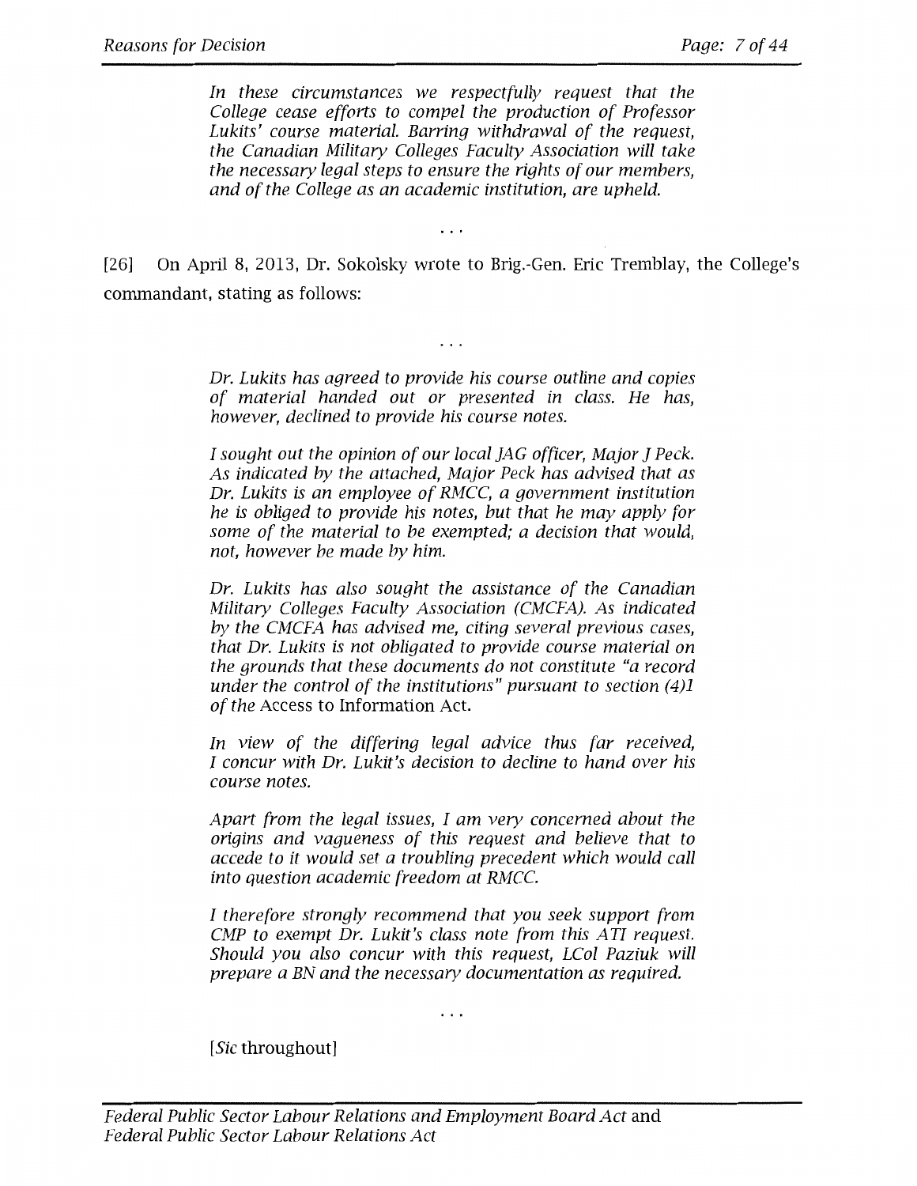*In these circumstances we respectfully request that the College cease efforts to compel the production of Professor Lukits' course material. Barring withdrawal of the request, the Canadian Military Colleges Faculty Association will take the necessary legal steps to ensure the rights of our members, and of the College as an academic institution, are upheld.*

. . .

[26] On April 8, 2013, Dr. Sokolsky wrote to Brig.-Gen. Eric Tremblay, the College's commandant, stating as follows:

. . .

*Dr. Lukits has agreed to provide his course outline and copies of material handed out or presented in class. He has, however, declined to provide his course notes.*

*I sought out the opinion of our local JAG officer, Major J Peck. As indicated by the attached, Major Peck has advised that as Dr. Lukits is an employee of RMCC, a government institution he is obliged to provide his notes, but that he may apply for some of the material to be exempted; a decision that would, not, however be made by him.*

*Dr. Lukits has also sought the assistance of the Canadian Military Colleges Faculty Association (CMCFA). As indicated by the CMCFA has advised me, citing several previous cases, that Dr. Lukits is not obligated to provide course material on the grounds that these documents do not constitute "a record under the control of the institutions" pursuant to section (4)1 of the* Access to Information Act.

*In view of the differing legal advice thus far received, I concur with Dr. Lukit's decision to decline to hand over his course notes.*

*Apart from the legal issues, I am very concerned about the origins and vagueness of this request and believe that to accede to it would set a troubling precedent which would call into question academic freedom at RMCC.*

*I therefore strongly recommend that you seek support from CMP to exempt Dr. Lukit's class note from this ATI request. Should you also concur with this request, LCol Paziuk will prepare a BN and the necessary documentation as required.*

. . .

[*Sic* throughout]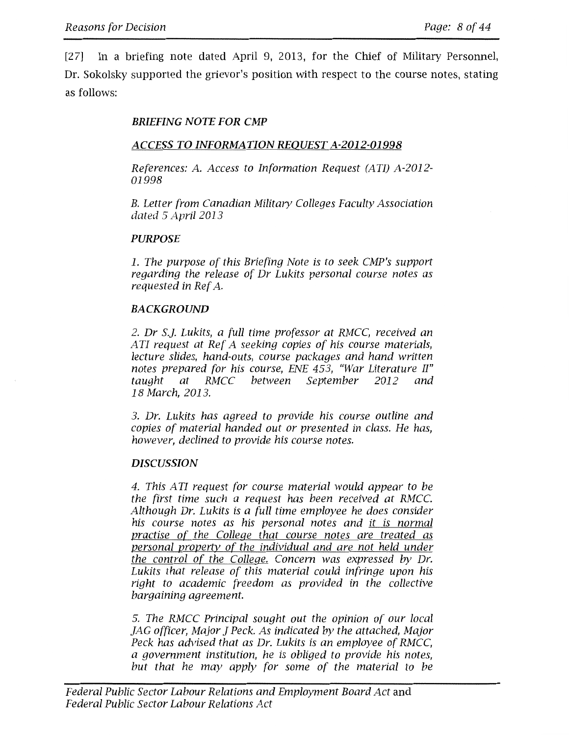[27] In a briefing note dated April 9, 2013, for the Chief of Military Personnel, Dr. Sokolsky supported the grievor's position with respect to the course notes, stating as follows:

> ***BRIEFING NOTE FOR CMP***
>
> ***<u>ACCESS TO INFORMATION REQUEST A-2012-01998</u>***
>
> *References: A. Access to Information Request (ATI) A-2012-01998*
>
> *B. Letter from Canadian Military Colleges Faculty Association dated 5 April 2013*
>
> ***PURPOSE***
>
> *1. The purpose of this Briefing Note is to seek CMP's support regarding the release of Dr Lukits personal course notes as requested in Ref A.*
>
> ***BACKGROUND***
>
> *2. Dr S.J. Lukits, a full time professor at RMCC, received an ATI request at Ref A seeking copies of his course materials, lecture slides, hand-outs, course packages and hand written notes prepared for his course, ENE 453, "War Literature II" taught at RMCC between September 2012 and 18 March, 2013.*
>
> *3. Dr. Lukits has agreed to provide his course outline and copies of material handed out or presented in class. He has, however, declined to provide his course notes.*
>
> ***DISCUSSION***
>
> *4. This ATI request for course material would appear to be the first time such a request has been received at RMCC. Although Dr. Lukits is a full time employee he does consider his course notes as his personal notes and <u>it is normal practise of the College that course notes are treated as personal property of the individual and are not held under the control of the College.</u> Concern was expressed by Dr. Lukits that release of this material could infringe upon his right to academic freedom as provided in the collective bargaining agreement.*
>
> *5. The RMCC Principal sought out the opinion of our local JAG officer, Major J Peck. As indicated by the attached, Major Peck has advised that as Dr. Lukits is an employee of RMCC, a government institution, he is obliged to provide his notes, but that he may apply for some of the material to be*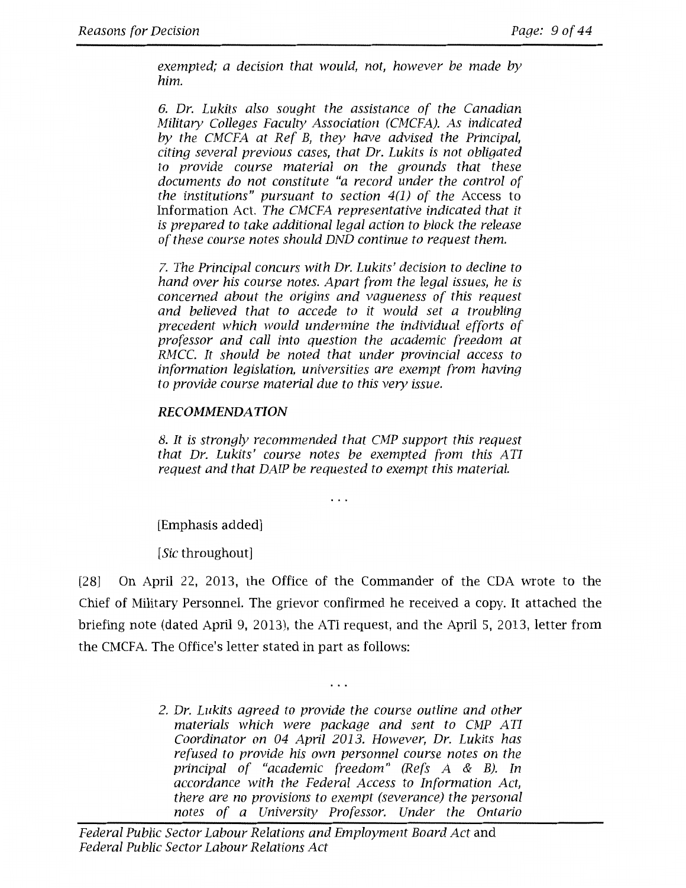*exempted; a decision that would, not, however be made by him.*

*6. Dr. Lukits also sought the assistance of the Canadian Military Colleges Faculty Association (CMCFA). As indicated by the CMCFA at Ref B, they have advised the Principal, citing several previous cases, that Dr. Lukits is not obligated to provide course material on the grounds that these documents do not constitute "a record under the control of the institutions" pursuant to section 4(1) of the* Access to Information Act. *The CMCFA representative indicated that it is prepared to take additional legal action to block the release of these course notes should DND continue to request them.*

*7. The Principal concurs with Dr. Lukits' decision to decline to hand over his course notes. Apart from the legal issues, he is concerned about the origins and vagueness of this request and believed that to accede to it would set a troubling precedent which would undermine the individual efforts of professor and call into question the academic freedom at RMCC. It should be noted that under provincial access to information legislation, universities are exempt from having to provide course material due to this very issue.*

***RECOMMENDATION***

*8. It is strongly recommended that CMP support this request that Dr. Lukits' course notes be exempted from this ATI request and that DAIP be requested to exempt this material.*

...

[Emphasis added]

[*Sic* throughout]

[28] On April 22, 2013, the Office of the Commander of the CDA wrote to the Chief of Military Personnel. The grievor confirmed he received a copy. It attached the briefing note (dated April 9, 2013), the ATI request, and the April 5, 2013, letter from the CMCFA. The Office's letter stated in part as follows:

...

*2. Dr. Lukits agreed to provide the course outline and other materials which were package and sent to CMP ATI Coordinator on 04 April 2013. However, Dr. Lukits has refused to provide his own personnel course notes on the principal of "academic freedom" (Refs A & B). In accordance with the Federal Access to Information Act, there are no provisions to exempt (severance) the personal notes of a University Professor. Under the Ontario*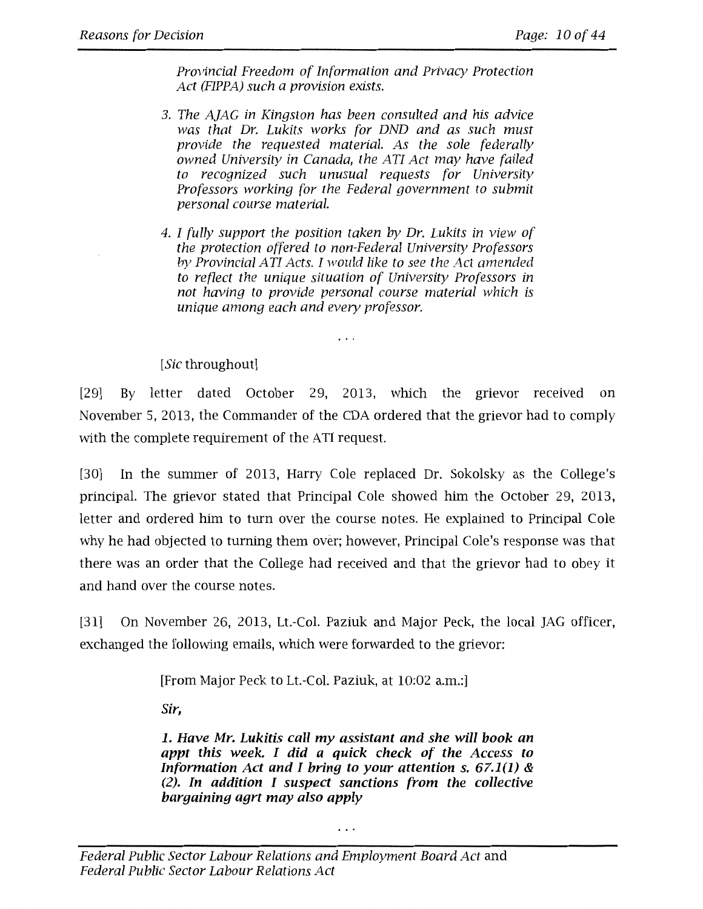*Provincial Freedom of Information and Privacy Protection Act (FIPPA) such a provision exists.*

3. *The AJAG in Kingston has been consulted and his advice was that Dr. Lukits works for DND and as such must provide the requested material. As the sole federally owned University in Canada, the ATI Act may have failed to recognized such unusual requests for University Professors working for the Federal government to submit personal course material.*

4. *I fully support the position taken by Dr. Lukits in view of the protection offered to non-Federal University Professors by Provincial ATI Acts. I would like to see the Act amended to reflect the unique situation of University Professors in not having to provide personal course material which is unique among each and every professor.*

...

[*Sic* throughout]

[29] By letter dated October 29, 2013, which the grievor received on November 5, 2013, the Commander of the CDA ordered that the grievor had to comply with the complete requirement of the ATI request.

[30] In the summer of 2013, Harry Cole replaced Dr. Sokolsky as the College's principal. The grievor stated that Principal Cole showed him the October 29, 2013, letter and ordered him to turn over the course notes. He explained to Principal Cole why he had objected to turning them over; however, Principal Cole's response was that there was an order that the College had received and that the grievor had to obey it and hand over the course notes.

[31] On November 26, 2013, Lt.-Col. Paziuk and Major Peck, the local JAG officer, exchanged the following emails, which were forwarded to the grievor:

[From Major Peck to Lt.-Col. Paziuk, at 10:02 a.m.:]

***Sir,***

***1. Have Mr. Lukitis call my assistant and she will book an appt this week. I did a quick check of the Access to Information Act and I bring to your attention s. 67.1(1) & (2). In addition I suspect sanctions from the collective bargaining agrt may also apply***

...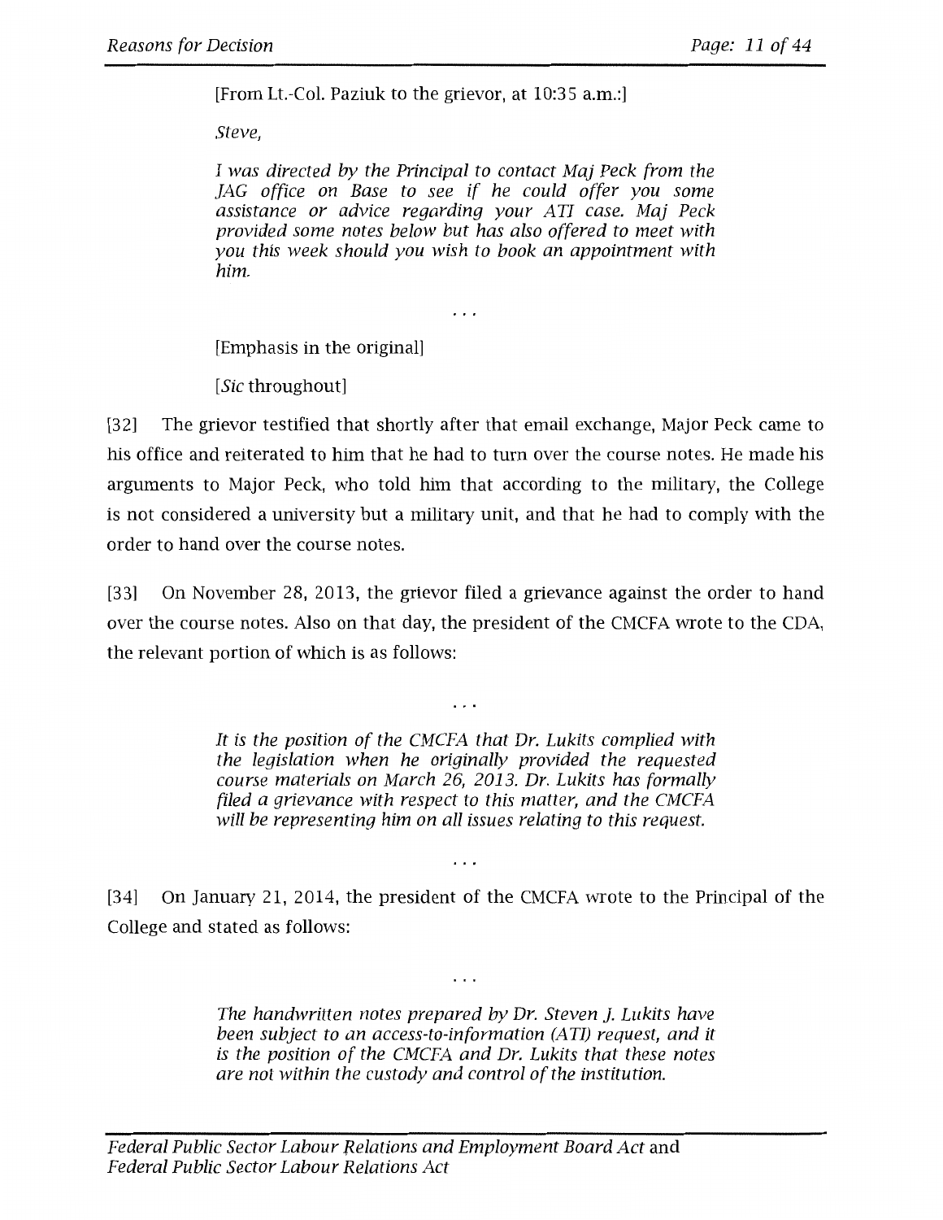> [From Lt.-Col. Paziuk to the grievor, at 10:35 a.m.:]
>
> *Steve,*
>
> *I was directed by the Principal to contact Maj Peck from the JAG office on Base to see if he could offer you some assistance or advice regarding your ATI case. Maj Peck provided some notes below but has also offered to meet with you this week should you wish to book an appointment with him.*
>
> ...
>
> [Emphasis in the original]
>
> [*Sic* throughout]

[32] The grievor testified that shortly after that email exchange, Major Peck came to his office and reiterated to him that he had to turn over the course notes. He made his arguments to Major Peck, who told him that according to the military, the College is not considered a university but a military unit, and that he had to comply with the order to hand over the course notes.

[33] On November 28, 2013, the grievor filed a grievance against the order to hand over the course notes. Also on that day, the president of the CMCFA wrote to the CDA, the relevant portion of which is as follows:

> ...
>
> *It is the position of the CMCFA that Dr. Lukits complied with the legislation when he originally provided the requested course materials on March 26, 2013. Dr. Lukits has formally filed a grievance with respect to this matter, and the CMCFA will be representing him on all issues relating to this request.*
>
> ...

[34] On January 21, 2014, the president of the CMCFA wrote to the Principal of the College and stated as follows:

> ...
>
> *The handwritten notes prepared by Dr. Steven J. Lukits have been subject to an access-to-information (ATI) request, and it is the position of the CMCFA and Dr. Lukits that these notes are not within the custody and control of the institution.*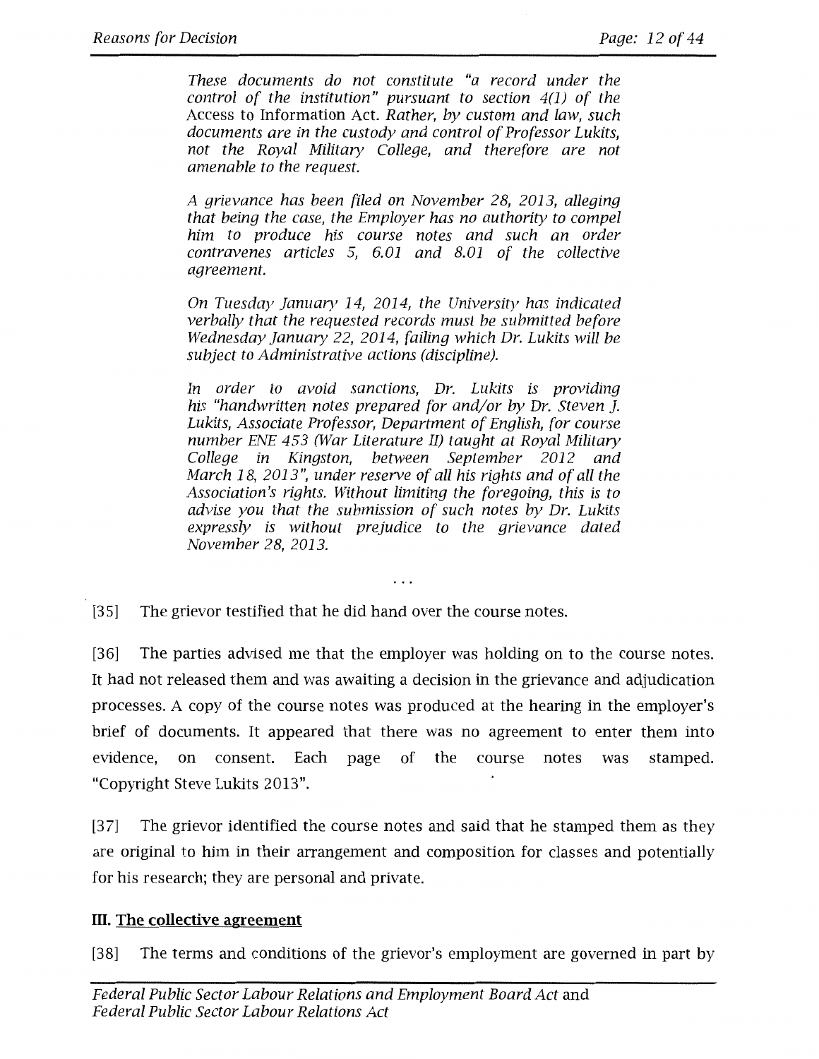> *These documents do not constitute "a record under the control of the institution" pursuant to section 4(1) of the* Access to Information Act. *Rather, by custom and law, such documents are in the custody and control of Professor Lukits, not the Royal Military College, and therefore are not amenable to the request.*
>
> *A grievance has been filed on November 28, 2013, alleging that being the case, the Employer has no authority to compel him to produce his course notes and such an order contravenes articles 5, 6.01 and 8.01 of the collective agreement.*
>
> *On Tuesday January 14, 2014, the University has indicated verbally that the requested records must be submitted before Wednesday January 22, 2014, failing which Dr. Lukits will be subject to Administrative actions (discipline).*
>
> *In order to avoid sanctions, Dr. Lukits is providing his "handwritten notes prepared for and/or by Dr. Steven J. Lukits, Associate Professor, Department of English, for course number ENE 453 (War Literature II) taught at Royal Military College in Kingston, between September 2012 and March 18, 2013", under reserve of all his rights and of all the Association's rights. Without limiting the foregoing, this is to advise you that the submission of such notes by Dr. Lukits expressly is without prejudice to the grievance dated November 28, 2013.*

. . .

[35] The grievor testified that he did hand over the course notes.

[36] The parties advised me that the employer was holding on to the course notes. It had not released them and was awaiting a decision in the grievance and adjudication processes. A copy of the course notes was produced at the hearing in the employer's brief of documents. It appeared that there was no agreement to enter them into evidence, on consent. Each page of the course notes was stamped. "Copyright Steve Lukits 2013".

[37] The grievor identified the course notes and said that he stamped them as they are original to him in their arrangement and composition for classes and potentially for his research; they are personal and private.

## III. The collective agreement

[38] The terms and conditions of the grievor's employment are governed in part by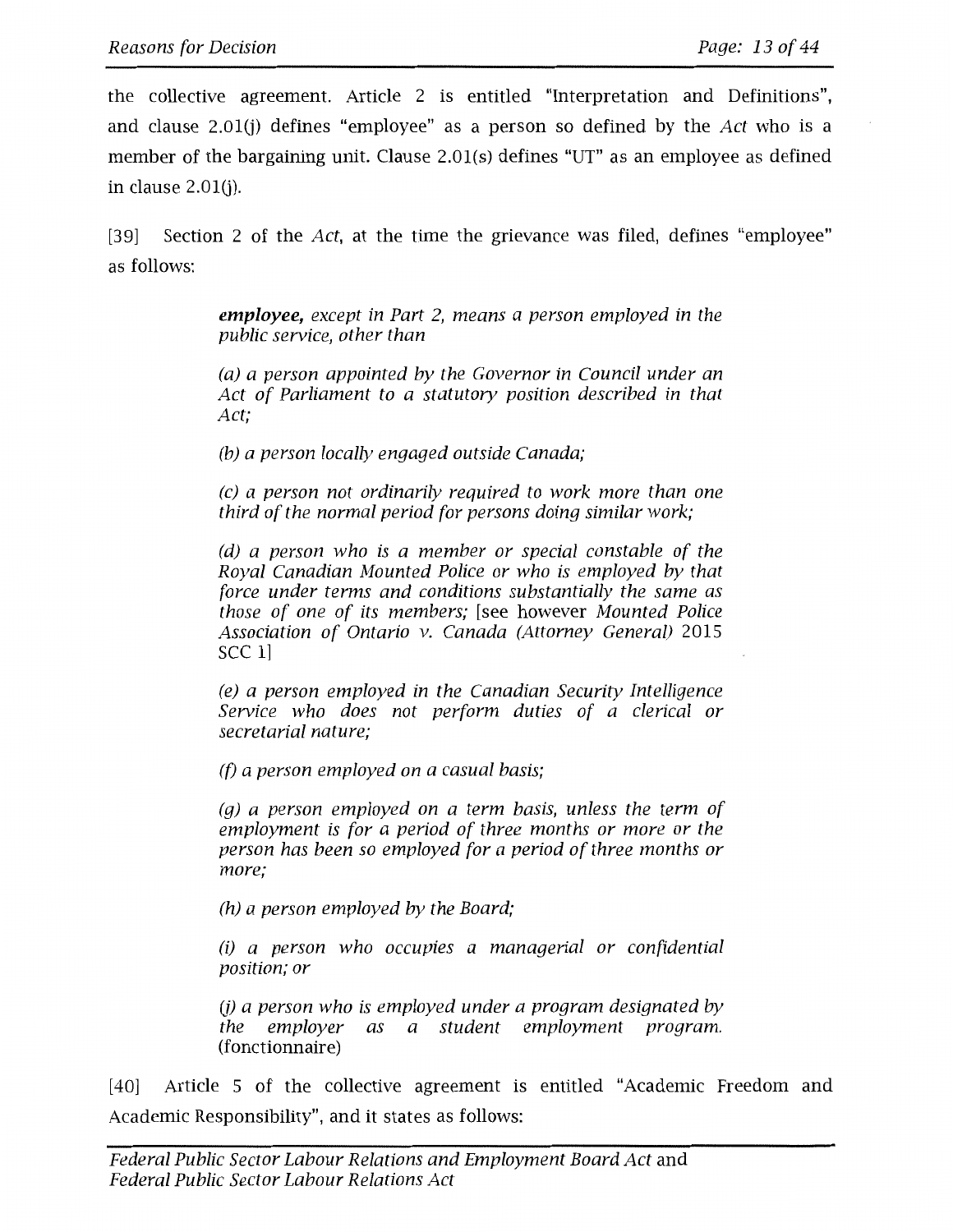the collective agreement. Article 2 is entitled "Interpretation and Definitions", and clause 2.01(j) defines "employee" as a person so defined by the *Act* who is a member of the bargaining unit. Clause 2.01(s) defines "UT" as an employee as defined in clause 2.01(j).

[39] Section 2 of the *Act*, at the time the grievance was filed, defines "employee" as follows:

> ***employee,*** *except in Part 2, means a person employed in the public service, other than*
>
> *(a) a person appointed by the Governor in Council under an Act of Parliament to a statutory position described in that Act;*
>
> *(b) a person locally engaged outside Canada;*
>
> *(c) a person not ordinarily required to work more than one third of the normal period for persons doing similar work;*
>
> *(d) a person who is a member or special constable of the Royal Canadian Mounted Police or who is employed by that force under terms and conditions substantially the same as those of one of its members;* [see however *Mounted Police Association of Ontario v. Canada (Attorney General)* 2015 SCC 1]
>
> *(e) a person employed in the Canadian Security Intelligence Service who does not perform duties of a clerical or secretarial nature;*
>
> *(f) a person employed on a casual basis;*
>
> *(g) a person employed on a term basis, unless the term of employment is for a period of three months or more or the person has been so employed for a period of three months or more;*
>
> *(h) a person employed by the Board;*
>
> *(i) a person who occupies a managerial or confidential position; or*
>
> *(j) a person who is employed under a program designated by the employer as a student employment program.* (fonctionnaire)

[40] Article 5 of the collective agreement is entitled "Academic Freedom and Academic Responsibility", and it states as follows: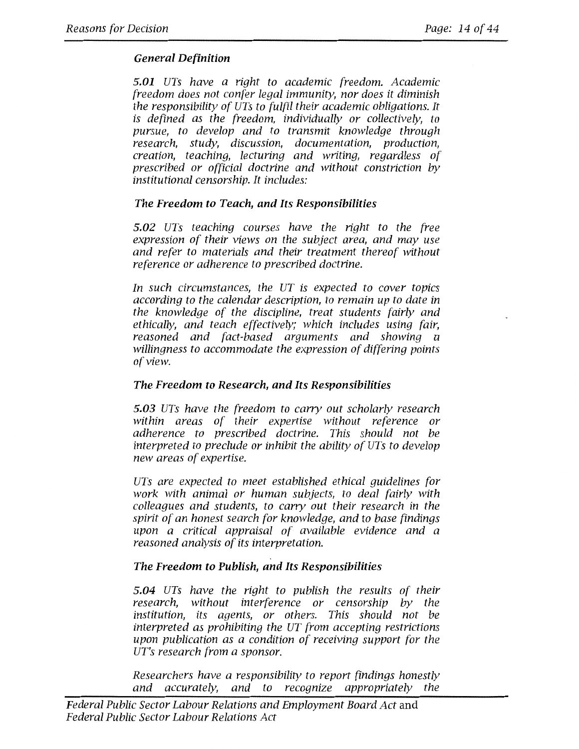*General Definition*

***5.01*** *UTs have a right to academic freedom. Academic freedom does not confer legal immunity, nor does it diminish the responsibility of UTs to fulfil their academic obligations. It is defined as the freedom, individually or collectively, to pursue, to develop and to transmit knowledge through research, study, discussion, documentation, production, creation, teaching, lecturing and writing, regardless of prescribed or official doctrine and without constriction by institutional censorship. It includes:*

***The Freedom to Teach, and Its Responsibilities***

***5.02*** *UTs teaching courses have the right to the free expression of their views on the subject area, and may use and refer to materials and their treatment thereof without reference or adherence to prescribed doctrine.*

*In such circumstances, the UT is expected to cover topics according to the calendar description, to remain up to date in the knowledge of the discipline, treat students fairly and ethically, and teach effectively; which includes using fair, reasoned and fact-based arguments and showing a willingness to accommodate the expression of differing points of view.*

***The Freedom to Research, and Its Responsibilities***

***5.03*** *UTs have the freedom to carry out scholarly research within areas of their expertise without reference or adherence to prescribed doctrine. This should not be interpreted to preclude or inhibit the ability of UTs to develop new areas of expertise.*

*UTs are expected to meet established ethical guidelines for work with animal or human subjects, to deal fairly with colleagues and students, to carry out their research in the spirit of an honest search for knowledge, and to base findings upon a critical appraisal of available evidence and a reasoned analysis of its interpretation.*

***The Freedom to Publish, and Its Responsibilities***

***5.04*** *UTs have the right to publish the results of their research, without interference or censorship by the institution, its agents, or others. This should not be interpreted as prohibiting the UT from accepting restrictions upon publication as a condition of receiving support for the UT's research from a sponsor.*

*Researchers have a responsibility to report findings honestly and accurately, and to recognize appropriately the*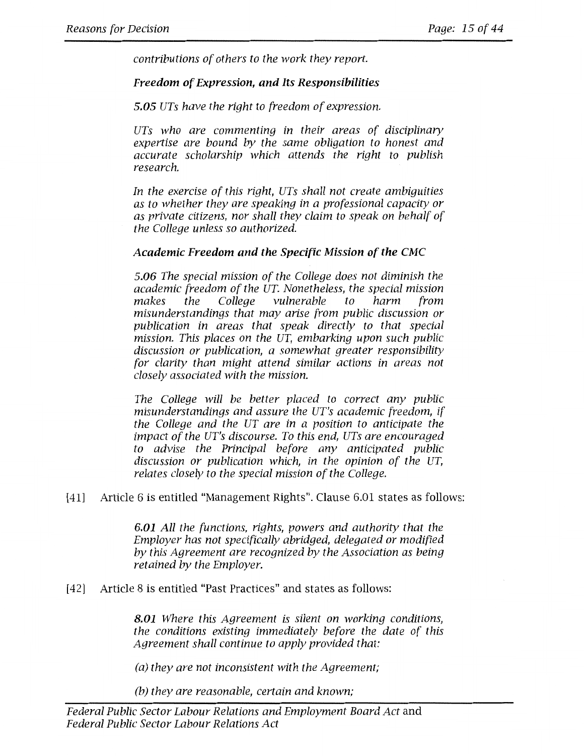*contributions of others to the work they report.*

***Freedom of Expression, and Its Responsibilities***

***5.05*** *UTs have the right to freedom of expression.*

*UTs who are commenting in their areas of disciplinary expertise are bound by the same obligation to honest and accurate scholarship which attends the right to publish research.*

*In the exercise of this right, UTs shall not create ambiguities as to whether they are speaking in a professional capacity or as private citizens, nor shall they claim to speak on behalf of the College unless so authorized.*

***Academic Freedom and the Specific Mission of the CMC***

*5.06 The special mission of the College does not diminish the academic freedom of the UT. Nonetheless, the special mission makes the College vulnerable to harm from misunderstandings that may arise from public discussion or publication in areas that speak directly to that special mission. This places on the UT, embarking upon such public discussion or publication, a somewhat greater responsibility for clarity than might attend similar actions in areas not closely associated with the mission.*

*The College will be better placed to correct any public misunderstandings and assure the UT's academic freedom, if the College and the UT are in a position to anticipate the impact of the UT's discourse. To this end, UTs are encouraged to advise the Principal before any anticipated public discussion or publication which, in the opinion of the UT, relates closely to the special mission of the College.*

[41] Article 6 is entitled "Management Rights". Clause 6.01 states as follows:

> ***6.01*** *All the functions, rights, powers and authority that the Employer has not specifically abridged, delegated or modified by this Agreement are recognized by the Association as being retained by the Employer.*

[42] Article 8 is entitled "Past Practices" and states as follows:

> ***8.01*** *Where this Agreement is silent on working conditions, the conditions existing immediately before the date of this Agreement shall continue to apply provided that:*
>
> *(a) they are not inconsistent with the Agreement;*
>
> *(b) they are reasonable, certain and known;*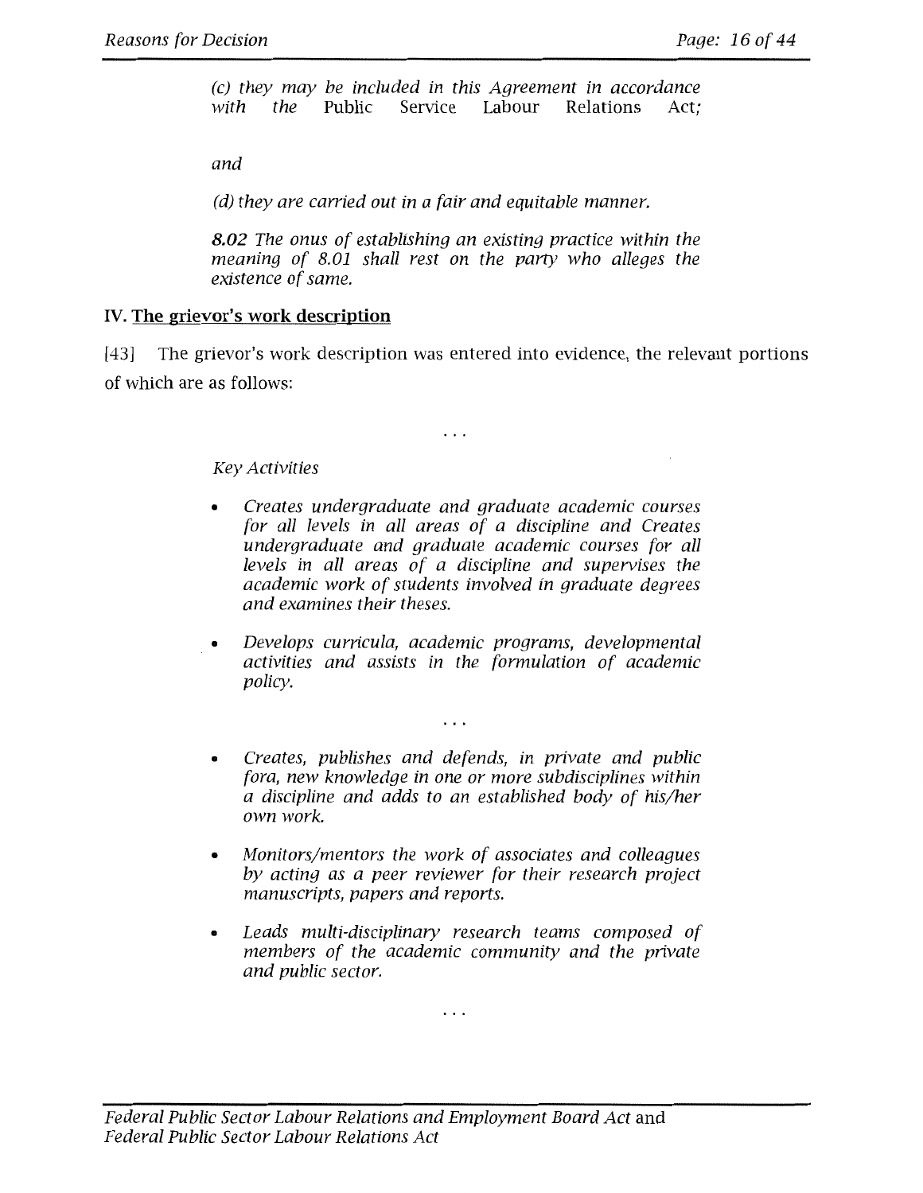*(c) they may be included in this Agreement in accordance with the* Public Service Labour Relations Act*;*

*and*

*(d) they are carried out in a fair and equitable manner.*

***8.02*** *The onus of establishing an existing practice within the meaning of 8.01 shall rest on the party who alleges the existence of same.*

## IV. The grievor's work description

[43] The grievor's work description was entered into evidence, the relevant portions of which are as follows:

...

*Key Activities*

- *Creates undergraduate and graduate academic courses for all levels in all areas of a discipline and Creates undergraduate and graduate academic courses for all levels in all areas of a discipline and supervises the academic work of students involved in graduate degrees and examines their theses.*
- *Develops curricula, academic programs, developmental activities and assists in the formulation of academic policy.*

...

- *Creates, publishes and defends, in private and public fora, new knowledge in one or more subdisciplines within a discipline and adds to an established body of his/her own work.*
- *Monitors/mentors the work of associates and colleagues by acting as a peer reviewer for their research project manuscripts, papers and reports.*
- *Leads multi-disciplinary research teams composed of members of the academic community and the private and public sector.*

...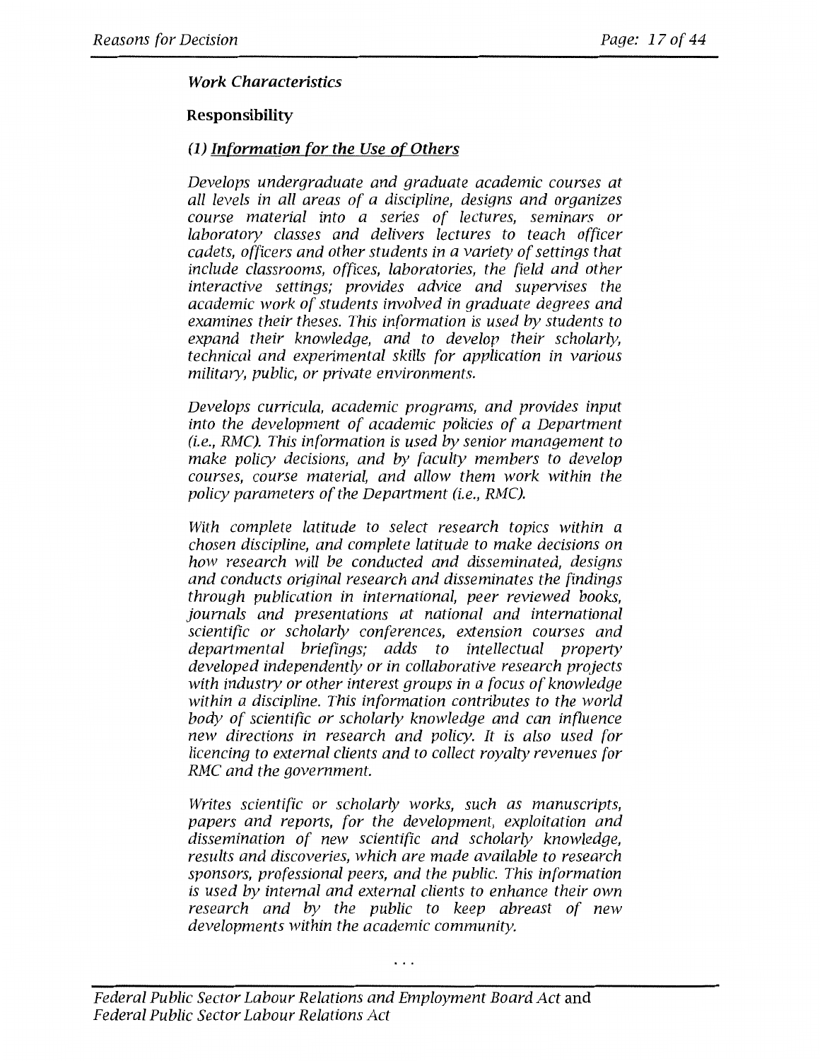*Work Characteristics*

**Responsibility**

***(1) Information for the Use of Others***

*Develops undergraduate and graduate academic courses at all levels in all areas of a discipline, designs and organizes course material into a series of lectures, seminars or laboratory classes and delivers lectures to teach officer cadets, officers and other students in a variety of settings that include classrooms, offices, laboratories, the field and other interactive settings; provides advice and supervises the academic work of students involved in graduate degrees and examines their theses. This information is used by students to expand their knowledge, and to develop their scholarly, technical and experimental skills for application in various military, public, or private environments.*

*Develops curricula, academic programs, and provides input into the development of academic policies of a Department (i.e., RMC). This information is used by senior management to make policy decisions, and by faculty members to develop courses, course material, and allow them work within the policy parameters of the Department (i.e., RMC).*

*With complete latitude to select research topics within a chosen discipline, and complete latitude to make decisions on how research will be conducted and disseminated, designs and conducts original research and disseminates the findings through publication in international, peer reviewed books, journals and presentations at national and international scientific or scholarly conferences, extension courses and departmental briefings; adds to intellectual property developed independently or in collaborative research projects with industry or other interest groups in a focus of knowledge within a discipline. This information contributes to the world body of scientific or scholarly knowledge and can influence new directions in research and policy. It is also used for licencing to external clients and to collect royalty revenues for RMC and the government.*

*Writes scientific or scholarly works, such as manuscripts, papers and reports, for the development, exploitation and dissemination of new scientific and scholarly knowledge, results and discoveries, which are made available to research sponsors, professional peers, and the public. This information is used by internal and external clients to enhance their own research and by the public to keep abreast of new developments within the academic community.*

...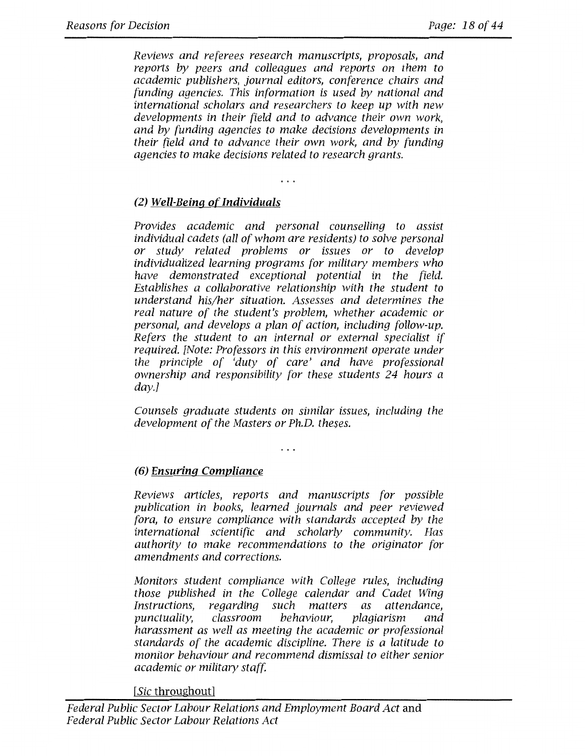*Reviews and referees research manuscripts, proposals, and reports by peers and colleagues and reports on them to academic publishers, journal editors, conference chairs and funding agencies. This information is used by national and international scholars and researchers to keep up with new developments in their field and to advance their own work, and by funding agencies to make decisions developments in their field and to advance their own work, and by funding agencies to make decisions related to research grants.*

...

*(2) __Well-Being of Individuals__*

*Provides academic and personal counselling to assist individual cadets (all of whom are residents) to solve personal or study related problems or issues or to develop individualized learning programs for military members who have demonstrated exceptional potential in the field. Establishes a collaborative relationship with the student to understand his/her situation. Assesses and determines the real nature of the student's problem, whether academic or personal, and develops a plan of action, including follow-up. Refers the student to an internal or external specialist if required. [Note: Professors in this environment operate under the principle of 'duty of care' and have professional ownership and responsibility for these students 24 hours a day.]*

*Counsels graduate students on similar issues, including the development of the Masters or Ph.D. theses.*

...

*(6) __Ensuring Compliance__*

*Reviews articles, reports and manuscripts for possible publication in books, learned journals and peer reviewed fora, to ensure compliance with standards accepted by the international scientific and scholarly community. Has authority to make recommendations to the originator for amendments and corrections.*

*Monitors student compliance with College rules, including those published in the College calendar and Cadet Wing Instructions, regarding such matters as attendance, punctuality, classroom behaviour, plagiarism and harassment as well as meeting the academic or professional standards of the academic discipline. There is a latitude to monitor behaviour and recommend dismissal to either senior academic or military staff.*

[*Sic* throughout]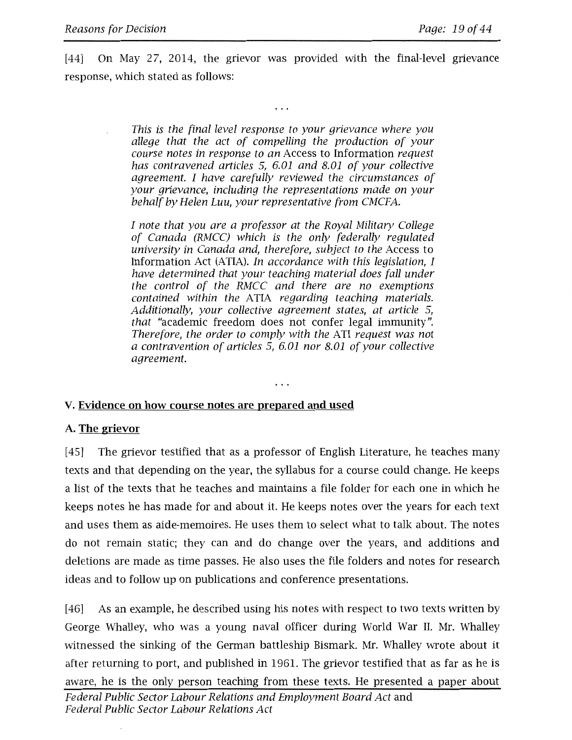[44] On May 27, 2014, the grievor was provided with the final-level grievance response, which stated as follows:

> . . .
>
> *This is the final level response to your grievance where you allege that the act of compelling the production of your course notes in response to an* Access to Information *request has contravened articles 5, 6.01 and 8.01 of your collective agreement. I have carefully reviewed the circumstances of your grievance, including the representations made on your behalf by Helen Luu, your representative from CMCFA.*
>
> *I note that you are a professor at the Royal Military College of Canada (RMCC) which is the only federally regulated university in Canada and, therefore, subject to the* Access to Information Act (ATIA). *In accordance with this legislation, I have determined that your teaching material does fall under the control of the RMCC and there are no exemptions contained within the* ATIA *regarding teaching materials. Additionally, your collective agreement states, at article 5, that* "academic freedom does not confer legal immunity"*. Therefore, the order to comply with the* ATI *request was not a contravention of articles 5, 6.01 nor 8.01 of your collective agreement.*
>
> . . .

## V. Evidence on how course notes are prepared and used

### A. The grievor

[45] The grievor testified that as a professor of English Literature, he teaches many texts and that depending on the year, the syllabus for a course could change. He keeps a list of the texts that he teaches and maintains a file folder for each one in which he keeps notes he has made for and about it. He keeps notes over the years for each text and uses them as aide-memoires. He uses them to select what to talk about. The notes do not remain static; they can and do change over the years, and additions and deletions are made as time passes. He also uses the file folders and notes for research ideas and to follow up on publications and conference presentations.

[46] As an example, he described using his notes with respect to two texts written by George Whalley, who was a young naval officer during World War II. Mr. Whalley witnessed the sinking of the German battleship Bismark. Mr. Whalley wrote about it after returning to port, and published in 1961. The grievor testified that as far as he is aware, he is the only person teaching from these texts. He presented a paper about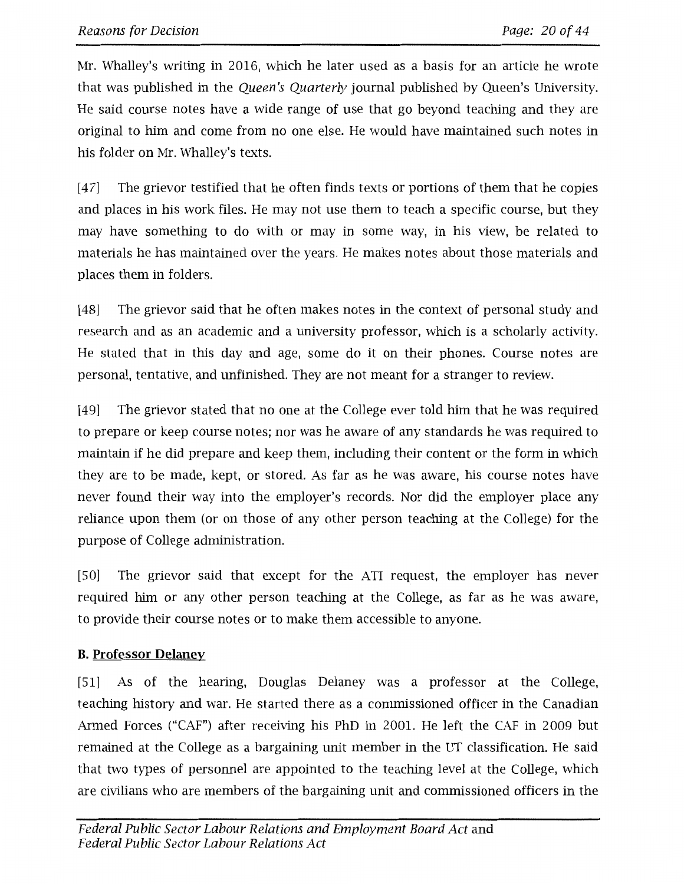Mr. Whalley's writing in 2016, which he later used as a basis for an article he wrote that was published in the *Queen's Quarterly* journal published by Queen's University. He said course notes have a wide range of use that go beyond teaching and they are original to him and come from no one else. He would have maintained such notes in his folder on Mr. Whalley's texts.

[47] The grievor testified that he often finds texts or portions of them that he copies and places in his work files. He may not use them to teach a specific course, but they may have something to do with or may in some way, in his view, be related to materials he has maintained over the years. He makes notes about those materials and places them in folders.

[48] The grievor said that he often makes notes in the context of personal study and research and as an academic and a university professor, which is a scholarly activity. He stated that in this day and age, some do it on their phones. Course notes are personal, tentative, and unfinished. They are not meant for a stranger to review.

[49] The grievor stated that no one at the College ever told him that he was required to prepare or keep course notes; nor was he aware of any standards he was required to maintain if he did prepare and keep them, including their content or the form in which they are to be made, kept, or stored. As far as he was aware, his course notes have never found their way into the employer's records. Nor did the employer place any reliance upon them (or on those of any other person teaching at the College) for the purpose of College administration.

[50] The grievor said that except for the ATI request, the employer has never required him or any other person teaching at the College, as far as he was aware, to provide their course notes or to make them accessible to anyone.

### B. Professor Delaney

[51] As of the hearing, Douglas Delaney was a professor at the College, teaching history and war. He started there as a commissioned officer in the Canadian Armed Forces ("CAF") after receiving his PhD in 2001. He left the CAF in 2009 but remained at the College as a bargaining unit member in the UT classification. He said that two types of personnel are appointed to the teaching level at the College, which are civilians who are members of the bargaining unit and commissioned officers in the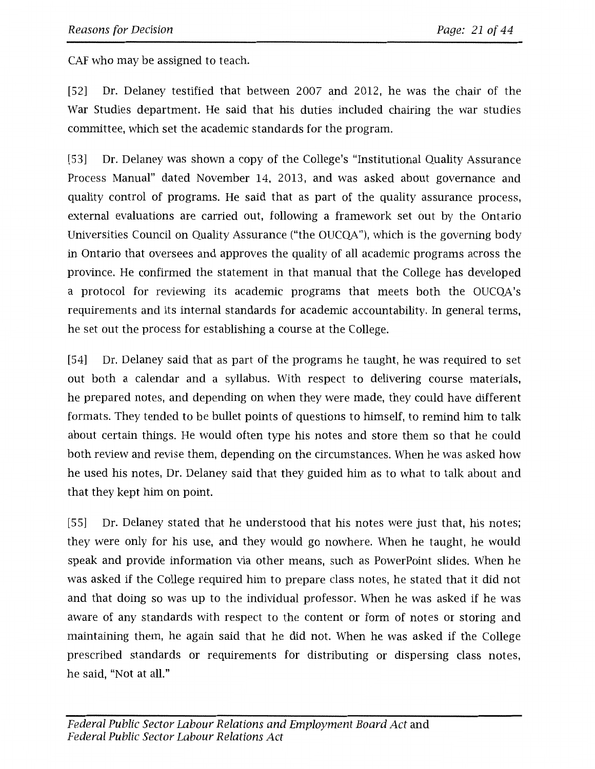CAF who may be assigned to teach.

[52] Dr. Delaney testified that between 2007 and 2012, he was the chair of the War Studies department. He said that his duties included chairing the war studies committee, which set the academic standards for the program.

[53] Dr. Delaney was shown a copy of the College's "Institutional Quality Assurance Process Manual" dated November 14, 2013, and was asked about governance and quality control of programs. He said that as part of the quality assurance process, external evaluations are carried out, following a framework set out by the Ontario Universities Council on Quality Assurance ("the OUCQA"), which is the governing body in Ontario that oversees and approves the quality of all academic programs across the province. He confirmed the statement in that manual that the College has developed a protocol for reviewing its academic programs that meets both the OUCQA's requirements and its internal standards for academic accountability. In general terms, he set out the process for establishing a course at the College.

[54] Dr. Delaney said that as part of the programs he taught, he was required to set out both a calendar and a syllabus. With respect to delivering course materials, he prepared notes, and depending on when they were made, they could have different formats. They tended to be bullet points of questions to himself, to remind him to talk about certain things. He would often type his notes and store them so that he could both review and revise them, depending on the circumstances. When he was asked how he used his notes, Dr. Delaney said that they guided him as to what to talk about and that they kept him on point.

[55] Dr. Delaney stated that he understood that his notes were just that, his notes; they were only for his use, and they would go nowhere. When he taught, he would speak and provide information via other means, such as PowerPoint slides. When he was asked if the College required him to prepare class notes, he stated that it did not and that doing so was up to the individual professor. When he was asked if he was aware of any standards with respect to the content or form of notes or storing and maintaining them, he again said that he did not. When he was asked if the College prescribed standards or requirements for distributing or dispersing class notes, he said, "Not at all."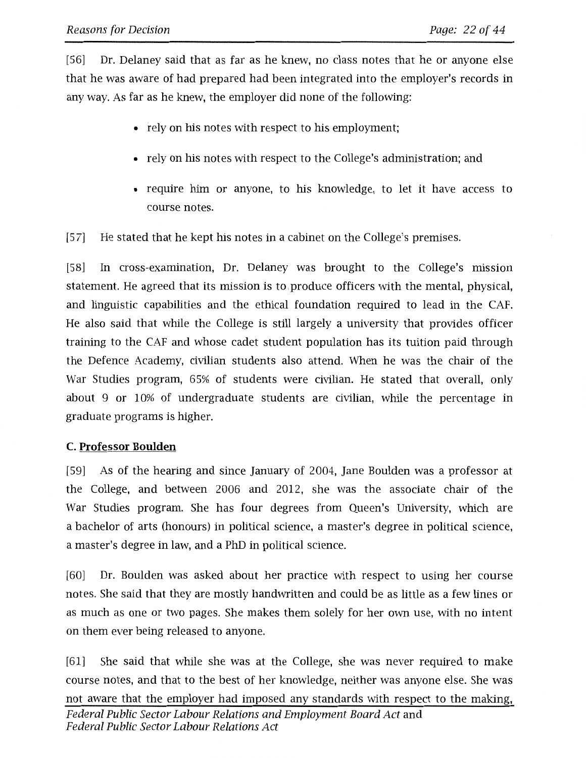[56] Dr. Delaney said that as far as he knew, no class notes that he or anyone else that he was aware of had prepared had been integrated into the employer's records in any way. As far as he knew, the employer did none of the following:

- rely on his notes with respect to his employment;
- rely on his notes with respect to the College's administration; and
- require him or anyone, to his knowledge, to let it have access to course notes.

[57] He stated that he kept his notes in a cabinet on the College's premises.

[58] In cross-examination, Dr. Delaney was brought to the College's mission statement. He agreed that its mission is to produce officers with the mental, physical, and linguistic capabilities and the ethical foundation required to lead in the CAF. He also said that while the College is still largely a university that provides officer training to the CAF and whose cadet student population has its tuition paid through the Defence Academy, civilian students also attend. When he was the chair of the War Studies program, 65% of students were civilian. He stated that overall, only about 9 or 10% of undergraduate students are civilian, while the percentage in graduate programs is higher.

### C. Professor Boulden

[59] As of the hearing and since January of 2004, Jane Boulden was a professor at the College, and between 2006 and 2012, she was the associate chair of the War Studies program. She has four degrees from Queen's University, which are a bachelor of arts (honours) in political science, a master's degree in political science, a master's degree in law, and a PhD in political science.

[60] Dr. Boulden was asked about her practice with respect to using her course notes. She said that they are mostly handwritten and could be as little as a few lines or as much as one or two pages. She makes them solely for her own use, with no intent on them ever being released to anyone.

[61] She said that while she was at the College, she was never required to make course notes, and that to the best of her knowledge, neither was anyone else. She was not aware that the employer had imposed any standards with respect to the making,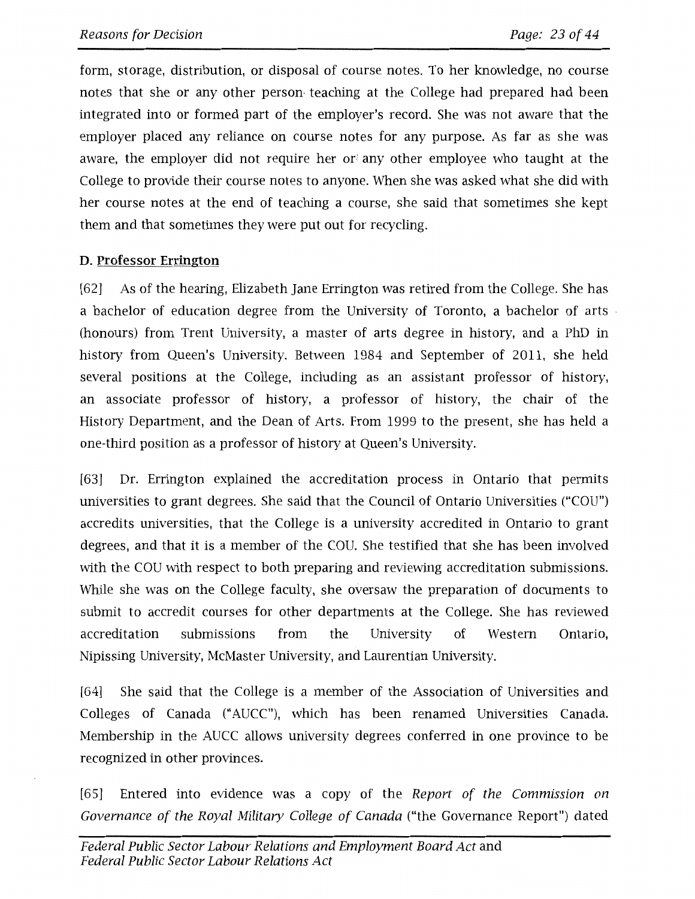form, storage, distribution, or disposal of course notes. To her knowledge, no course notes that she or any other person teaching at the College had prepared had been integrated into or formed part of the employer's record. She was not aware that the employer placed any reliance on course notes for any purpose. As far as she was aware, the employer did not require her or any other employee who taught at the College to provide their course notes to anyone. When she was asked what she did with her course notes at the end of teaching a course, she said that sometimes she kept them and that sometimes they were put out for recycling.

### D. Professor Errington

[62] As of the hearing, Elizabeth Jane Errington was retired from the College. She has a bachelor of education degree from the University of Toronto, a bachelor of arts (honours) from Trent University, a master of arts degree in history, and a PhD in history from Queen's University. Between 1984 and September of 2011, she held several positions at the College, including as an assistant professor of history, an associate professor of history, a professor of history, the chair of the History Department, and the Dean of Arts. From 1999 to the present, she has held a one-third position as a professor of history at Queen's University.

[63] Dr. Errington explained the accreditation process in Ontario that permits universities to grant degrees. She said that the Council of Ontario Universities ("COU") accredits universities, that the College is a university accredited in Ontario to grant degrees, and that it is a member of the COU. She testified that she has been involved with the COU with respect to both preparing and reviewing accreditation submissions. While she was on the College faculty, she oversaw the preparation of documents to submit to accredit courses for other departments at the College. She has reviewed accreditation submissions from the University of Western Ontario, Nipissing University, McMaster University, and Laurentian University.

[64] She said that the College is a member of the Association of Universities and Colleges of Canada ("AUCC"), which has been renamed Universities Canada. Membership in the AUCC allows university degrees conferred in one province to be recognized in other provinces.

[65] Entered into evidence was a copy of the *Report of the Commission on Governance of the Royal Military College of Canada* ("the Governance Report") dated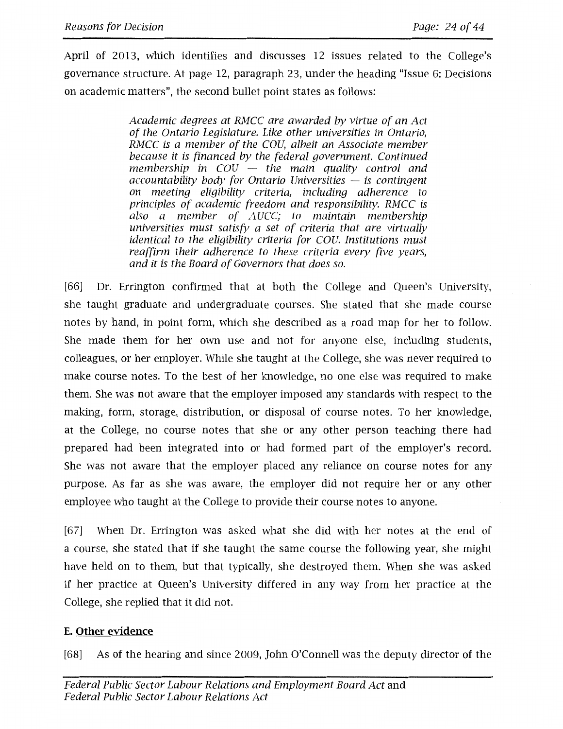April of 2013, which identifies and discusses 12 issues related to the College's governance structure. At page 12, paragraph 23, under the heading "Issue 6: Decisions on academic matters", the second bullet point states as follows:

> *Academic degrees at RMCC are awarded by virtue of an Act of the Ontario Legislature. Like other universities in Ontario, RMCC is a member of the COU, albeit an Associate member because it is financed by the federal government. Continued membership in COU — the main quality control and accountability body for Ontario Universities — is contingent on meeting eligibility criteria, including adherence to principles of academic freedom and responsibility. RMCC is also a member of AUCC; to maintain membership universities must satisfy a set of criteria that are virtually identical to the eligibility criteria for COU. Institutions must reaffirm their adherence to these criteria every five years, and it is the Board of Governors that does so.*

[66] Dr. Errington confirmed that at both the College and Queen's University, she taught graduate and undergraduate courses. She stated that she made course notes by hand, in point form, which she described as a road map for her to follow. She made them for her own use and not for anyone else, including students, colleagues, or her employer. While she taught at the College, she was never required to make course notes. To the best of her knowledge, no one else was required to make them. She was not aware that the employer imposed any standards with respect to the making, form, storage, distribution, or disposal of course notes. To her knowledge, at the College, no course notes that she or any other person teaching there had prepared had been integrated into or had formed part of the employer's record. She was not aware that the employer placed any reliance on course notes for any purpose. As far as she was aware, the employer did not require her or any other employee who taught at the College to provide their course notes to anyone.

[67] When Dr. Errington was asked what she did with her notes at the end of a course, she stated that if she taught the same course the following year, she might have held on to them, but that typically, she destroyed them. When she was asked if her practice at Queen's University differed in any way from her practice at the College, she replied that it did not.

## E. Other evidence

[68] As of the hearing and since 2009, John O'Connell was the deputy director of the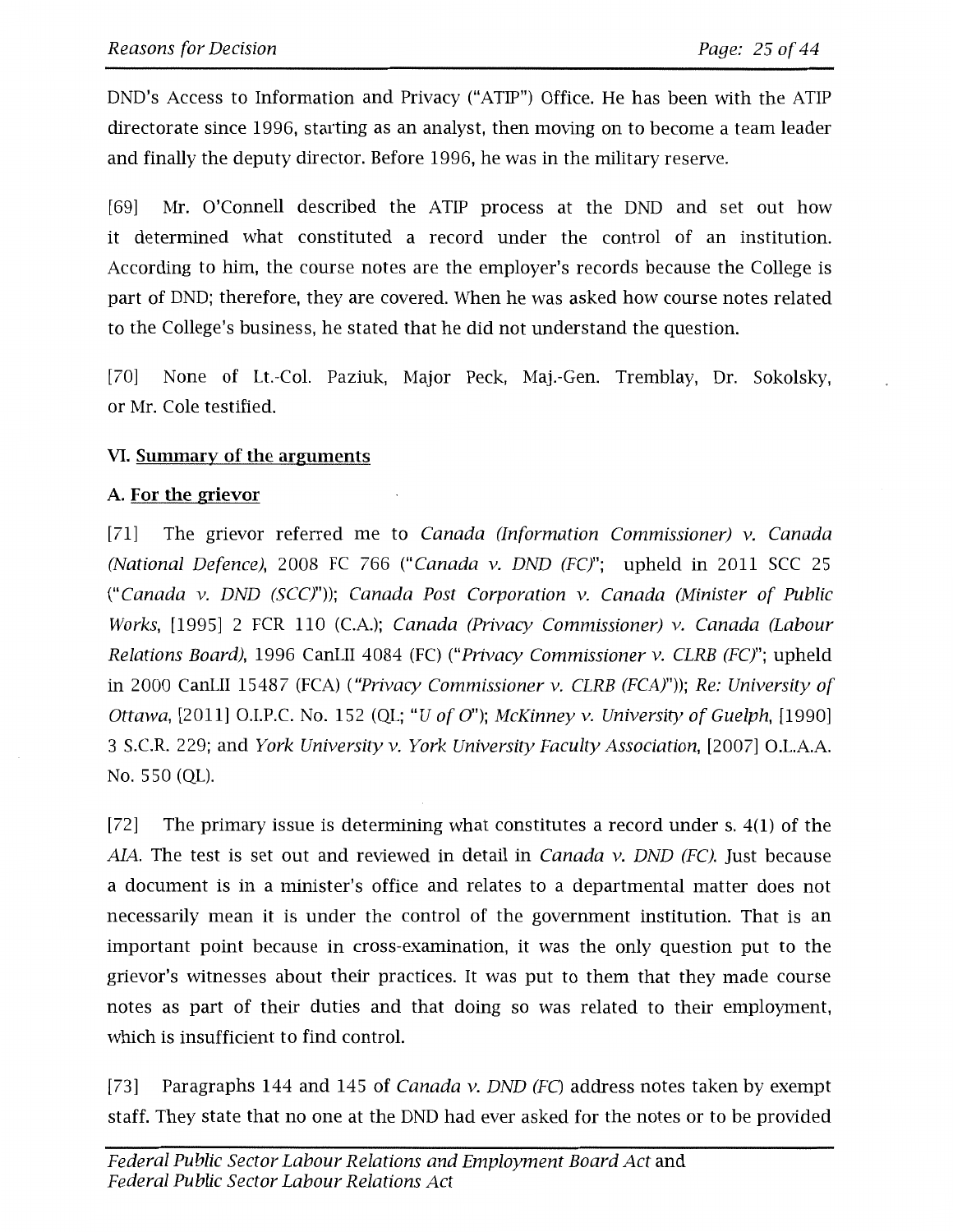DND's Access to Information and Privacy ("ATIP") Office. He has been with the ATIP directorate since 1996, starting as an analyst, then moving on to become a team leader and finally the deputy director. Before 1996, he was in the military reserve.

[69] Mr. O'Connell described the ATIP process at the DND and set out how it determined what constituted a record under the control of an institution. According to him, the course notes are the employer's records because the College is part of DND; therefore, they are covered. When he was asked how course notes related to the College's business, he stated that he did not understand the question.

[70] None of Lt.-Col. Paziuk, Major Peck, Maj.-Gen. Tremblay, Dr. Sokolsky, or Mr. Cole testified.

## VI. Summary of the arguments

### A. For the grievor

[71] The grievor referred me to *Canada (Information Commissioner) v. Canada (National Defence)*, 2008 FC 766 ("*Canada v. DND (FC)*"; upheld in 2011 SCC 25 ("*Canada v. DND (SCC)*")); *Canada Post Corporation v. Canada (Minister of Public Works*, [1995] 2 FCR 110 (C.A.); *Canada (Privacy Commissioner) v. Canada (Labour Relations Board)*, 1996 CanLII 4084 (FC) ("*Privacy Commissioner v. CLRB (FC)*"; upheld in 2000 CanLII 15487 (FCA) ("*Privacy Commissioner v. CLRB (FCA)*")); *Re: University of Ottawa*, [2011] O.I.P.C. No. 152 (QL; "*U of O*"); *McKinney v. University of Guelph*, [1990] 3 S.C.R. 229; and *York University v. York University Faculty Association*, [2007] O.L.A.A. No. 550 (QL).

[72] The primary issue is determining what constitutes a record under s. 4(1) of the *AIA*. The test is set out and reviewed in detail in *Canada v. DND (FC)*. Just because a document is in a minister's office and relates to a departmental matter does not necessarily mean it is under the control of the government institution. That is an important point because in cross-examination, it was the only question put to the grievor's witnesses about their practices. It was put to them that they made course notes as part of their duties and that doing so was related to their employment, which is insufficient to find control.

[73] Paragraphs 144 and 145 of *Canada v. DND (FC)* address notes taken by exempt staff. They state that no one at the DND had ever asked for the notes or to be provided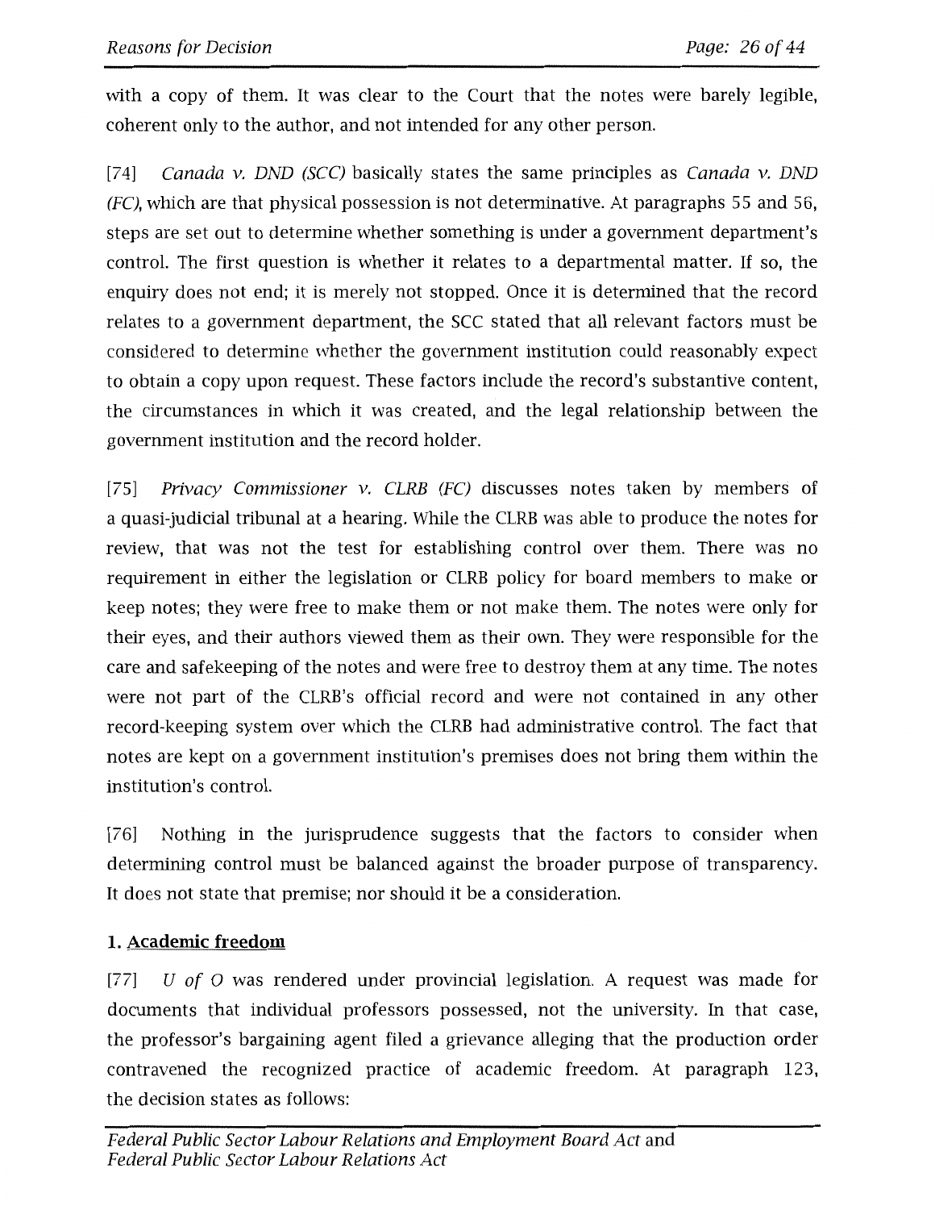with a copy of them. It was clear to the Court that the notes were barely legible, coherent only to the author, and not intended for any other person.

[74] *Canada v. DND (SCC)* basically states the same principles as *Canada v. DND (FC)*, which are that physical possession is not determinative. At paragraphs 55 and 56, steps are set out to determine whether something is under a government department's control. The first question is whether it relates to a departmental matter. If so, the enquiry does not end; it is merely not stopped. Once it is determined that the record relates to a government department, the SCC stated that all relevant factors must be considered to determine whether the government institution could reasonably expect to obtain a copy upon request. These factors include the record's substantive content, the circumstances in which it was created, and the legal relationship between the government institution and the record holder.

[75] *Privacy Commissioner v. CLRB (FC)* discusses notes taken by members of a quasi-judicial tribunal at a hearing. While the CLRB was able to produce the notes for review, that was not the test for establishing control over them. There was no requirement in either the legislation or CLRB policy for board members to make or keep notes; they were free to make them or not make them. The notes were only for their eyes, and their authors viewed them as their own. They were responsible for the care and safekeeping of the notes and were free to destroy them at any time. The notes were not part of the CLRB's official record and were not contained in any other record-keeping system over which the CLRB had administrative control. The fact that notes are kept on a government institution's premises does not bring them within the institution's control.

[76] Nothing in the jurisprudence suggests that the factors to consider when determining control must be balanced against the broader purpose of transparency. It does not state that premise; nor should it be a consideration.

### 1. Academic freedom

[77] *U of O* was rendered under provincial legislation. A request was made for documents that individual professors possessed, not the university. In that case, the professor's bargaining agent filed a grievance alleging that the production order contravened the recognized practice of academic freedom. At paragraph 123, the decision states as follows: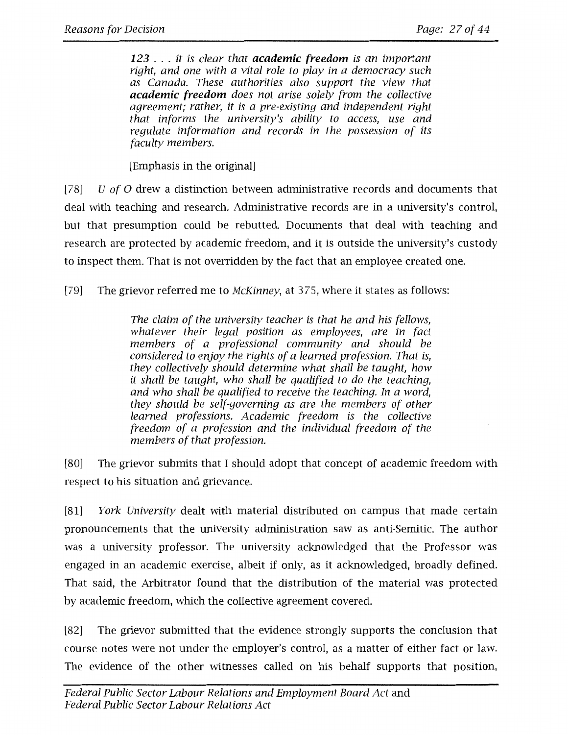> *123 . . . it is clear that* ***academic freedom*** *is an important right, and one with a vital role to play in a democracy such as Canada. These authorities also support the view that* ***academic freedom*** *does not arise solely from the collective agreement; rather, it is a pre-existing and independent right that informs the university's ability to access, use and regulate information and records in the possession of its faculty members.*
>
> [Emphasis in the original]

[78] *U of O* drew a distinction between administrative records and documents that deal with teaching and research. Administrative records are in a university's control, but that presumption could be rebutted. Documents that deal with teaching and research are protected by academic freedom, and it is outside the university's custody to inspect them. That is not overridden by the fact that an employee created one.

[79] The grievor referred me to *McKinney*, at 375, where it states as follows:

> *The claim of the university teacher is that he and his fellows, whatever their legal position as employees, are in fact members of a professional community and should be considered to enjoy the rights of a learned profession. That is, they collectively should determine what shall be taught, how it shall be taught, who shall be qualified to do the teaching, and who shall be qualified to receive the teaching. In a word, they should be self-governing as are the members of other learned professions. Academic freedom is the collective freedom of a profession and the individual freedom of the members of that profession.*

[80] The grievor submits that I should adopt that concept of academic freedom with respect to his situation and grievance.

[81] *York University* dealt with material distributed on campus that made certain pronouncements that the university administration saw as anti-Semitic. The author was a university professor. The university acknowledged that the Professor was engaged in an academic exercise, albeit if only, as it acknowledged, broadly defined. That said, the Arbitrator found that the distribution of the material was protected by academic freedom, which the collective agreement covered.

[82] The grievor submitted that the evidence strongly supports the conclusion that course notes were not under the employer's control, as a matter of either fact or law. The evidence of the other witnesses called on his behalf supports that position,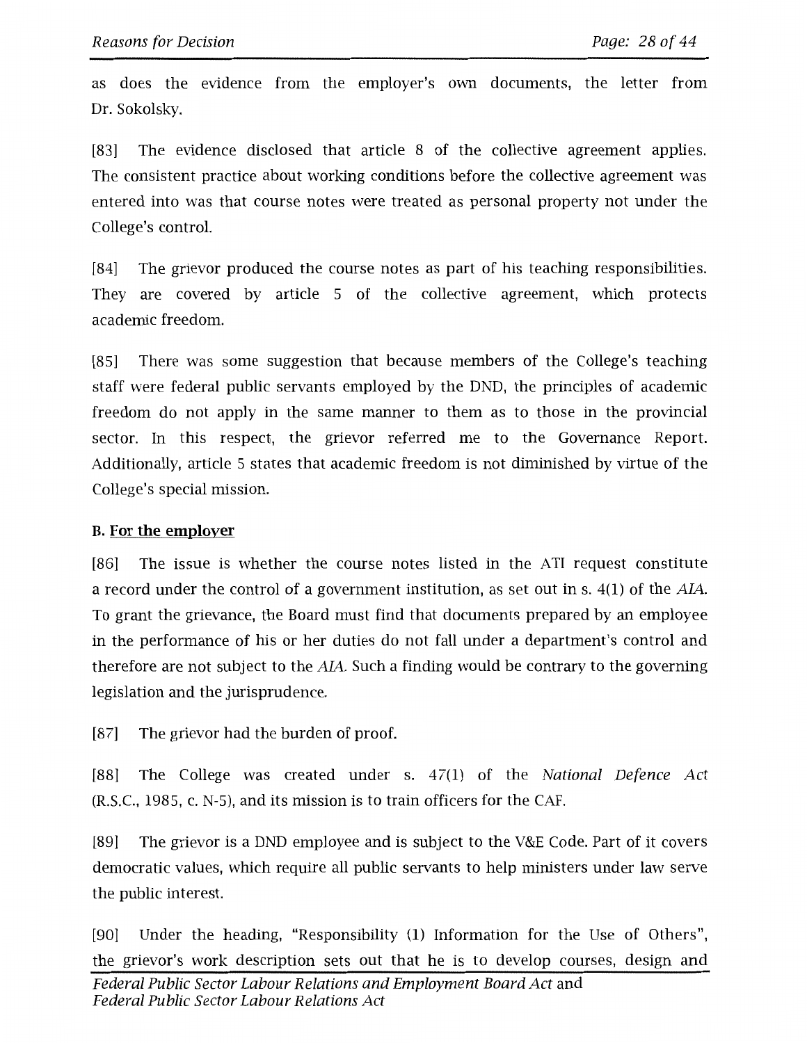as does the evidence from the employer's own documents, the letter from Dr. Sokolsky.

[83] The evidence disclosed that article 8 of the collective agreement applies. The consistent practice about working conditions before the collective agreement was entered into was that course notes were treated as personal property not under the College's control.

[84] The grievor produced the course notes as part of his teaching responsibilities. They are covered by article 5 of the collective agreement, which protects academic freedom.

[85] There was some suggestion that because members of the College's teaching staff were federal public servants employed by the DND, the principles of academic freedom do not apply in the same manner to them as to those in the provincial sector. In this respect, the grievor referred me to the Governance Report. Additionally, article 5 states that academic freedom is not diminished by virtue of the College's special mission.

### B. <u>For the employer</u>

[86] The issue is whether the course notes listed in the ATI request constitute a record under the control of a government institution, as set out in s. 4(1) of the *AIA*. To grant the grievance, the Board must find that documents prepared by an employee in the performance of his or her duties do not fall under a department's control and therefore are not subject to the *AIA*. Such a finding would be contrary to the governing legislation and the jurisprudence.

[87] The grievor had the burden of proof.

[88] The College was created under s. 47(1) of the *National Defence Act* (R.S.C., 1985, c. N-5), and its mission is to train officers for the CAF.

[89] The grievor is a DND employee and is subject to the V&E Code. Part of it covers democratic values, which require all public servants to help ministers under law serve the public interest.

[90] Under the heading, "Responsibility (1) Information for the Use of Others", the grievor's work description sets out that he is to develop courses, design and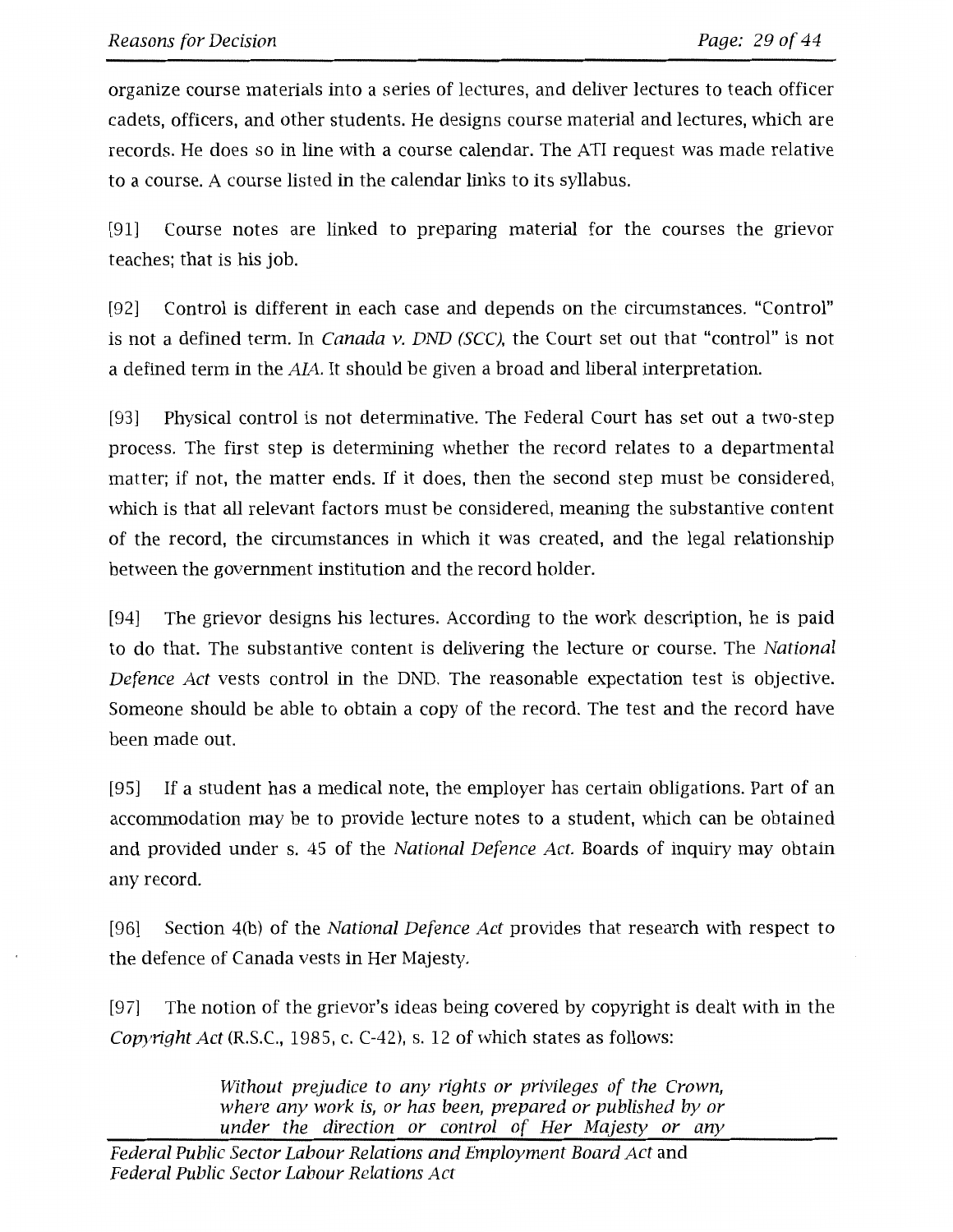organize course materials into a series of lectures, and deliver lectures to teach officer cadets, officers, and other students. He designs course material and lectures, which are records. He does so in line with a course calendar. The ATI request was made relative to a course. A course listed in the calendar links to its syllabus.

[91] Course notes are linked to preparing material for the courses the grievor teaches; that is his job.

[92] Control is different in each case and depends on the circumstances. "Control" is not a defined term. In *Canada v. DND (SCC),* the Court set out that "control" is not a defined term in the *AIA*. It should be given a broad and liberal interpretation.

[93] Physical control is not determinative. The Federal Court has set out a two-step process. The first step is determining whether the record relates to a departmental matter; if not, the matter ends. If it does, then the second step must be considered, which is that all relevant factors must be considered, meaning the substantive content of the record, the circumstances in which it was created, and the legal relationship between the government institution and the record holder.

[94] The grievor designs his lectures. According to the work description, he is paid to do that. The substantive content is delivering the lecture or course. The *National Defence Act* vests control in the DND. The reasonable expectation test is objective. Someone should be able to obtain a copy of the record. The test and the record have been made out.

[95] If a student has a medical note, the employer has certain obligations. Part of an accommodation may be to provide lecture notes to a student, which can be obtained and provided under s. 45 of the *National Defence Act*. Boards of inquiry may obtain any record.

[96] Section 4(b) of the *National Defence Act* provides that research with respect to the defence of Canada vests in Her Majesty.

[97] The notion of the grievor's ideas being covered by copyright is dealt with in the *Copyright Act* (R.S.C., 1985, c. C-42), s. 12 of which states as follows:

> *Without prejudice to any rights or privileges of the Crown, where any work is, or has been, prepared or published by or under the direction or control of Her Majesty or any*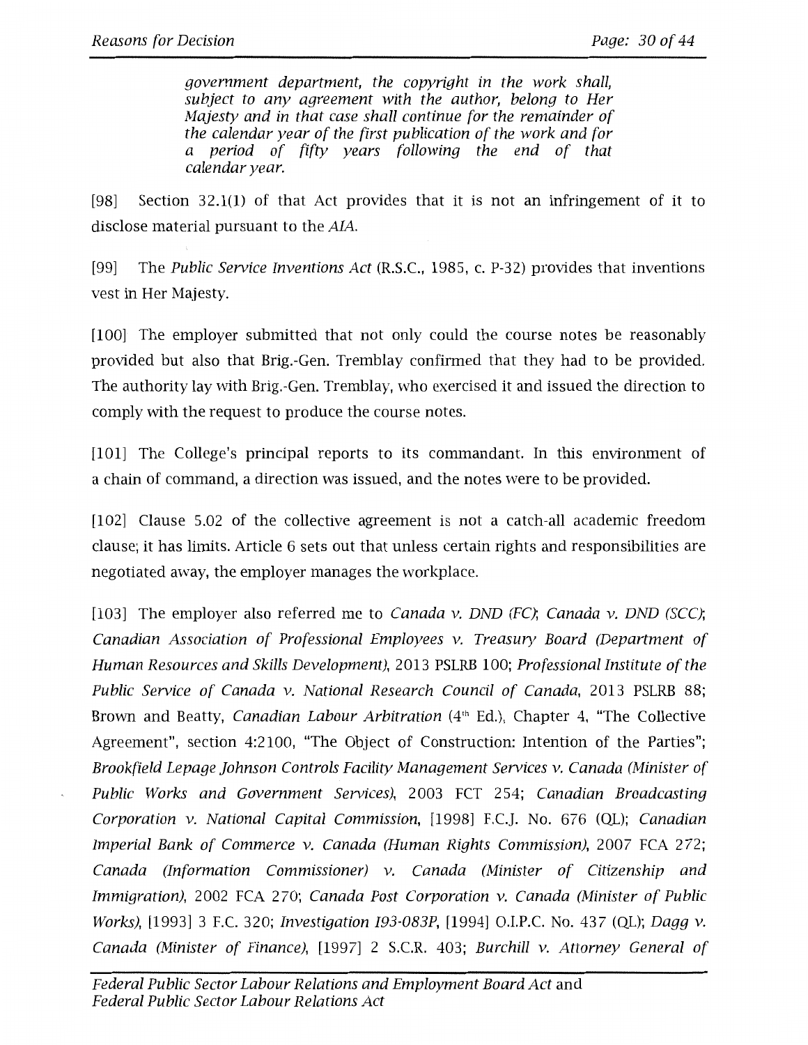> *government department, the copyright in the work shall, subject to any agreement with the author, belong to Her Majesty and in that case shall continue for the remainder of the calendar year of the first publication of the work and for a period of fifty years following the end of that calendar year.*

[98] Section 32.1(1) of that Act provides that it is not an infringement of it to disclose material pursuant to the *AIA*.

[99] The *Public Service Inventions Act* (R.S.C., 1985, c. P-32) provides that inventions vest in Her Majesty.

[100] The employer submitted that not only could the course notes be reasonably provided but also that Brig.-Gen. Tremblay confirmed that they had to be provided. The authority lay with Brig.-Gen. Tremblay, who exercised it and issued the direction to comply with the request to produce the course notes.

[101] The College's principal reports to its commandant. In this environment of a chain of command, a direction was issued, and the notes were to be provided.

[102] Clause 5.02 of the collective agreement is not a catch-all academic freedom clause; it has limits. Article 6 sets out that unless certain rights and responsibilities are negotiated away, the employer manages the workplace.

[103] The employer also referred me to *Canada v. DND (FC)*; *Canada v. DND (SCC)*; *Canadian Association of Professional Employees v. Treasury Board (Department of Human Resources and Skills Development)*, 2013 PSLRB 100; *Professional Institute of the Public Service of Canada v. National Research Council of Canada*, 2013 PSLRB 88; Brown and Beatty, *Canadian Labour Arbitration* (4th Ed.), Chapter 4, "The Collective Agreement", section 4:2100, "The Object of Construction: Intention of the Parties"; *Brookfield Lepage Johnson Controls Facility Management Services v. Canada (Minister of Public Works and Government Services)*, 2003 FCT 254; *Canadian Broadcasting Corporation v. National Capital Commission*, [1998] F.C.J. No. 676 (QL); *Canadian Imperial Bank of Commerce v. Canada (Human Rights Commission)*, 2007 FCA 272; *Canada (Information Commissioner) v. Canada (Minister of Citizenship and Immigration)*, 2002 FCA 270; *Canada Post Corporation v. Canada (Minister of Public Works)*, [1993] 3 F.C. 320; *Investigation I93-083P*, [1994] O.I.P.C. No. 437 (QL); *Dagg v. Canada (Minister of Finance)*, [1997] 2 S.C.R. 403; *Burchill v. Attorney General of*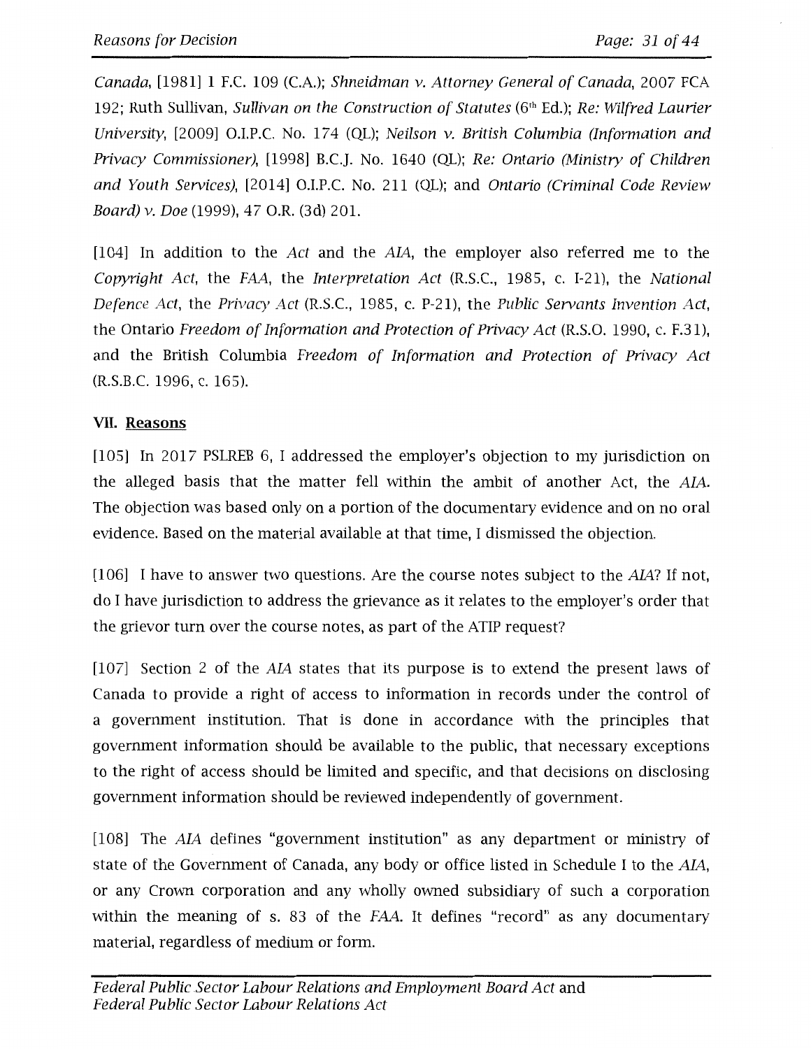*Canada*, [1981] 1 F.C. 109 (C.A.); *Shneidman v. Attorney General of Canada*, 2007 FCA 192; Ruth Sullivan, *Sullivan on the Construction of Statutes* (6th Ed.); *Re: Wilfred Laurier University*, [2009] O.I.P.C. No. 174 (QL); *Neilson v. British Columbia (Information and Privacy Commissioner)*, [1998] B.C.J. No. 1640 (QL); *Re: Ontario (Ministry of Children and Youth Services)*, [2014] O.I.P.C. No. 211 (QL); and *Ontario (Criminal Code Review Board) v. Doe* (1999), 47 O.R. (3d) 201.

[104] In addition to the *Act* and the *AIA*, the employer also referred me to the *Copyright Act*, the *FAA*, the *Interpretation Act* (R.S.C., 1985, c. I-21), the *National Defence Act*, the *Privacy Act* (R.S.C., 1985, c. P-21), the *Public Servants Invention Act*, the Ontario *Freedom of Information and Protection of Privacy Act* (R.S.O. 1990, c. F.31), and the British Columbia *Freedom of Information and Protection of Privacy Act* (R.S.B.C. 1996, c. 165).

## VII. Reasons

[105] In 2017 PSLREB 6, I addressed the employer's objection to my jurisdiction on the alleged basis that the matter fell within the ambit of another Act, the *AIA*. The objection was based only on a portion of the documentary evidence and on no oral evidence. Based on the material available at that time, I dismissed the objection.

[106] I have to answer two questions. Are the course notes subject to the *AIA*? If not, do I have jurisdiction to address the grievance as it relates to the employer's order that the grievor turn over the course notes, as part of the ATIP request?

[107] Section 2 of the *AIA* states that its purpose is to extend the present laws of Canada to provide a right of access to information in records under the control of a government institution. That is done in accordance with the principles that government information should be available to the public, that necessary exceptions to the right of access should be limited and specific, and that decisions on disclosing government information should be reviewed independently of government.

[108] The *AIA* defines "government institution" as any department or ministry of state of the Government of Canada, any body or office listed in Schedule I to the *AIA*, or any Crown corporation and any wholly owned subsidiary of such a corporation within the meaning of s. 83 of the *FAA*. It defines "record" as any documentary material, regardless of medium or form.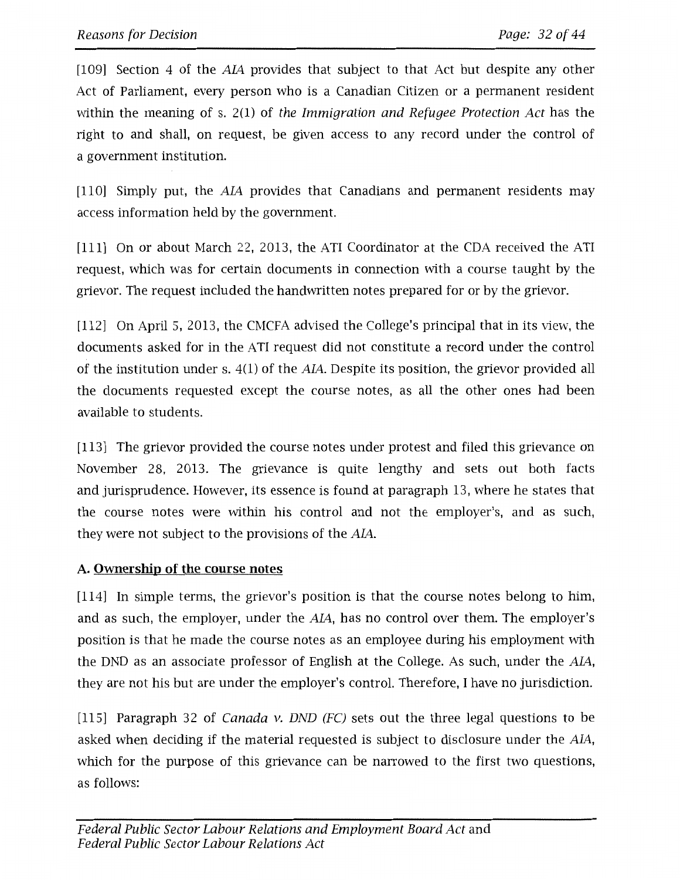[109] Section 4 of the *AIA* provides that subject to that Act but despite any other Act of Parliament, every person who is a Canadian Citizen or a permanent resident within the meaning of s. 2(1) of *the Immigration and Refugee Protection Act* has the right to and shall, on request, be given access to any record under the control of a government institution.

[110] Simply put, the *AIA* provides that Canadians and permanent residents may access information held by the government.

[111] On or about March 22, 2013, the ATI Coordinator at the CDA received the ATI request, which was for certain documents in connection with a course taught by the grievor. The request included the handwritten notes prepared for or by the grievor.

[112] On April 5, 2013, the CMCFA advised the College's principal that in its view, the documents asked for in the ATI request did not constitute a record under the control of the institution under s. 4(1) of the *AIA*. Despite its position, the grievor provided all the documents requested except the course notes, as all the other ones had been available to students.

[113] The grievor provided the course notes under protest and filed this grievance on November 28, 2013. The grievance is quite lengthy and sets out both facts and jurisprudence. However, its essence is found at paragraph 13, where he states that the course notes were within his control and not the employer's, and as such, they were not subject to the provisions of the *AIA*.

### A. Ownership of the course notes

[114] In simple terms, the grievor's position is that the course notes belong to him, and as such, the employer, under the *AIA*, has no control over them. The employer's position is that he made the course notes as an employee during his employment with the DND as an associate professor of English at the College. As such, under the *AIA*, they are not his but are under the employer's control. Therefore, I have no jurisdiction.

[115] Paragraph 32 of *Canada v. DND (FC)* sets out the three legal questions to be asked when deciding if the material requested is subject to disclosure under the *AIA*, which for the purpose of this grievance can be narrowed to the first two questions, as follows: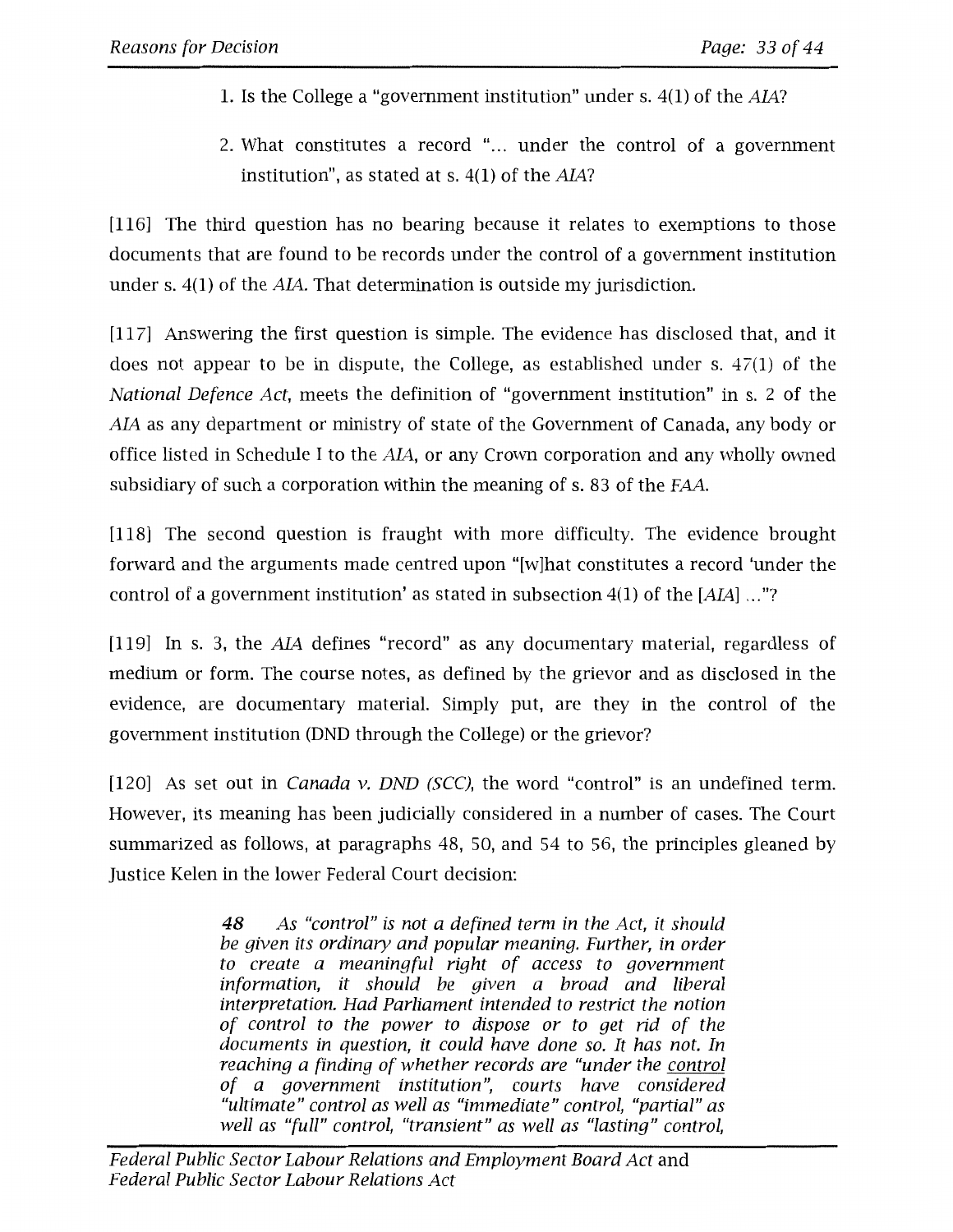1. Is the College a "government institution" under s. 4(1) of the *AIA*?

2. What constitutes a record "... under the control of a government institution", as stated at s. 4(1) of the *AIA*?

[116] The third question has no bearing because it relates to exemptions to those documents that are found to be records under the control of a government institution under s. 4(1) of the *AIA*. That determination is outside my jurisdiction.

[117] Answering the first question is simple. The evidence has disclosed that, and it does not appear to be in dispute, the College, as established under s. 47(1) of the *National Defence Act*, meets the definition of "government institution" in s. 2 of the *AIA* as any department or ministry of state of the Government of Canada, any body or office listed in Schedule I to the *AIA*, or any Crown corporation and any wholly owned subsidiary of such a corporation within the meaning of s. 83 of the *FAA*.

[118] The second question is fraught with more difficulty. The evidence brought forward and the arguments made centred upon "[w]hat constitutes a record 'under the control of a government institution' as stated in subsection 4(1) of the [*AIA*] ..."?

[119] In s. 3, the *AIA* defines "record" as any documentary material, regardless of medium or form. The course notes, as defined by the grievor and as disclosed in the evidence, are documentary material. Simply put, are they in the control of the government institution (DND through the College) or the grievor?

[120] As set out in *Canada v. DND (SCC)*, the word "control" is an undefined term. However, its meaning has been judicially considered in a number of cases. The Court summarized as follows, at paragraphs 48, 50, and 54 to 56, the principles gleaned by Justice Kelen in the lower Federal Court decision:

> ***48*** *As "control" is not a defined term in the Act, it should be given its ordinary and popular meaning. Further, in order to create a meaningful right of access to government information, it should be given a broad and liberal interpretation. Had Parliament intended to restrict the notion of control to the power to dispose or to get rid of the documents in question, it could have done so. It has not. In reaching a finding of whether records are "under the control of a government institution", courts have considered "ultimate" control as well as "immediate" control, "partial" as well as "full" control, "transient" as well as "lasting" control,*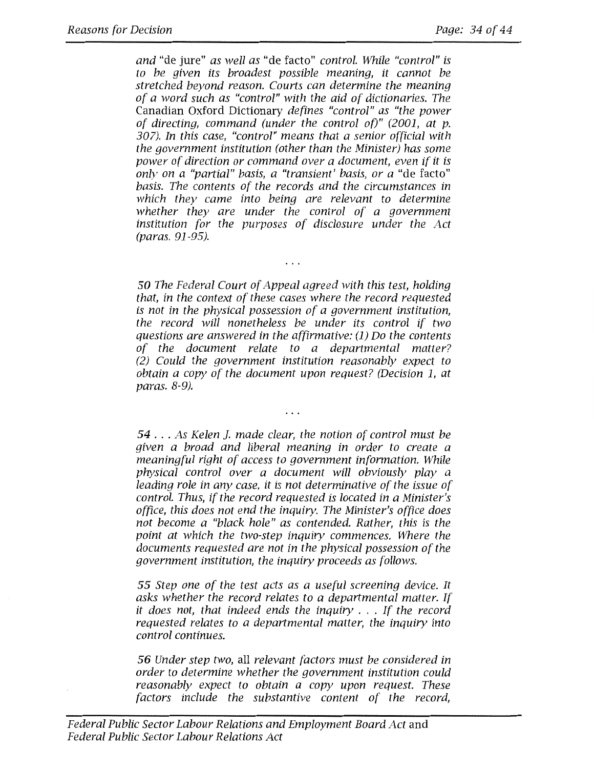*and "de jure" as well as "de facto" control. While "control" is to be given its broadest possible meaning, it cannot be stretched beyond reason. Courts can determine the meaning of a word such as "control" with the aid of dictionaries. The* Canadian Oxford Dictionary *defines "control" as "the power of directing, command (under the control of)" (2001, at p. 307). In this case, "control" means that a senior official with the government institution (other than the Minister) has some power of direction or command over a document, even if it is only on a "partial" basis, a "transient' basis, or a "de facto" basis. The contents of the records and the circumstances in which they came into being are relevant to determine whether they are under the control of a government institution for the purposes of disclosure under the Act (paras. 91-95).*

. . .

*50 The Federal Court of Appeal agreed with this test, holding that, in the context of these cases where the record requested is not in the physical possession of a government institution, the record will nonetheless be under its control if two questions are answered in the affirmative: (1) Do the contents of the document relate to a departmental matter? (2) Could the government institution reasonably expect to obtain a copy of the document upon request? (Decision 1, at paras. 8-9).*

. . .

*54 . . . As Kelen J. made clear, the notion of control must be given a broad and liberal meaning in order to create a meaningful right of access to government information. While physical control over a document will obviously play a leading role in any case, it is not determinative of the issue of control. Thus, if the record requested is located in a Minister's office, this does not end the inquiry. The Minister's office does not become a "black hole" as contended. Rather, this is the point at which the two-step inquiry commences. Where the documents requested are not in the physical possession of the government institution, the inquiry proceeds as follows.*

*55 Step one of the test acts as a useful screening device. It asks whether the record relates to a departmental matter. If it does not, that indeed ends the inquiry . . . If the record requested relates to a departmental matter, the inquiry into control continues.*

*56 Under step two,* all *relevant factors must be considered in order to determine whether the government institution could reasonably expect to obtain a copy upon request. These factors include the substantive content of the record,*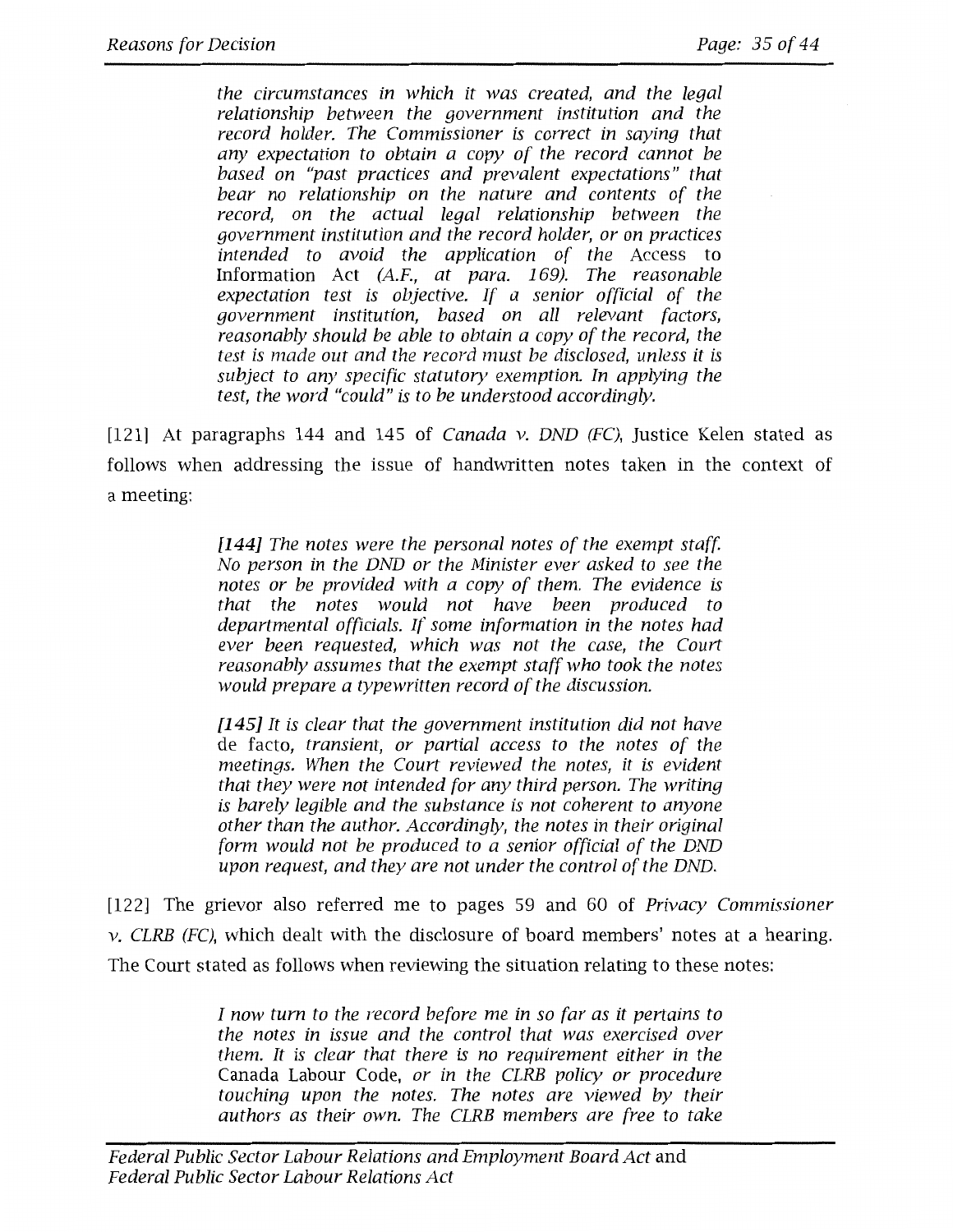> *the circumstances in which it was created, and the legal relationship between the government institution and the record holder. The Commissioner is correct in saying that any expectation to obtain a copy of the record cannot be based on "past practices and prevalent expectations" that bear no relationship on the nature and contents of the record, on the actual legal relationship between the government institution and the record holder, or on practices intended to avoid the application of the* Access to Information Act *(A.F., at para. 169). The reasonable expectation test is objective. If a senior official of the government institution, based on all relevant factors, reasonably should be able to obtain a copy of the record, the test is made out and the record must be disclosed, unless it is subject to any specific statutory exemption. In applying the test, the word "could" is to be understood accordingly.*

[121] At paragraphs 144 and 145 of *Canada v. DND (FC)*, Justice Kelen stated as follows when addressing the issue of handwritten notes taken in the context of a meeting:

> *[144] The notes were the personal notes of the exempt staff. No person in the DND or the Minister ever asked to see the notes or be provided with a copy of them. The evidence is that the notes would not have been produced to departmental officials. If some information in the notes had ever been requested, which was not the case, the Court reasonably assumes that the exempt staff who took the notes would prepare a typewritten record of the discussion.*
>
> *[145] It is clear that the government institution did not have* de facto, *transient, or partial access to the notes of the meetings. When the Court reviewed the notes, it is evident that they were not intended for any third person. The writing is barely legible and the substance is not coherent to anyone other than the author. Accordingly, the notes in their original form would not be produced to a senior official of the DND upon request, and they are not under the control of the DND.*

[122] The grievor also referred me to pages 59 and 60 of *Privacy Commissioner v. CLRB (FC)*, which dealt with the disclosure of board members' notes at a hearing. The Court stated as follows when reviewing the situation relating to these notes:

> *I now turn to the record before me in so far as it pertains to the notes in issue and the control that was exercised over them. It is clear that there is no requirement either in the* Canada Labour Code, *or in the CLRB policy or procedure touching upon the notes. The notes are viewed by their authors as their own. The CLRB members are free to take*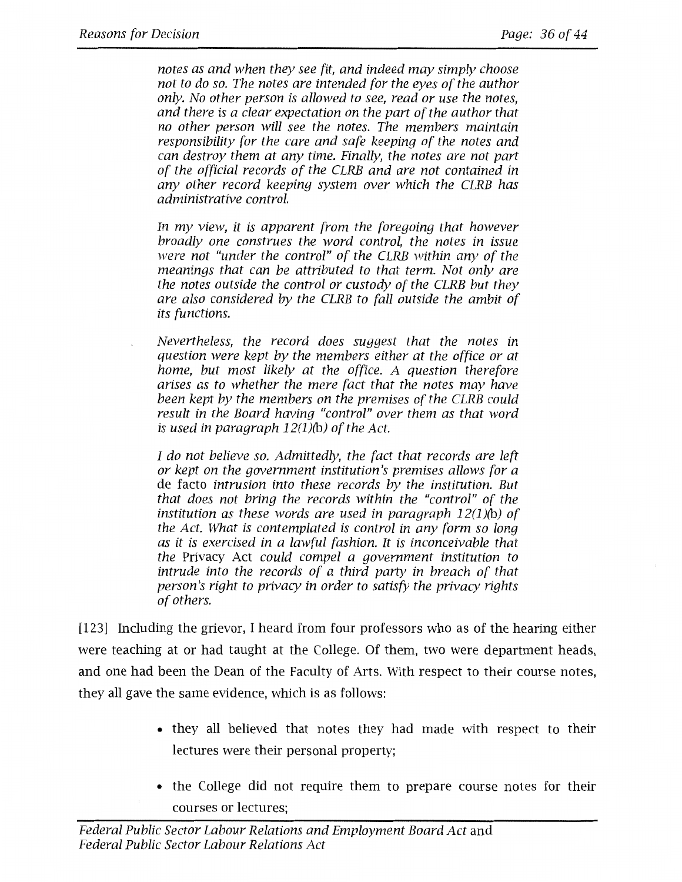> *notes as and when they see fit, and indeed may simply choose not to do so. The notes are intended for the eyes of the author only. No other person is allowed to see, read or use the notes, and there is a clear expectation on the part of the author that no other person will see the notes. The members maintain responsibility for the care and safe keeping of the notes and can destroy them at any time. Finally, the notes are not part of the official records of the CLRB and are not contained in any other record keeping system over which the CLRB has administrative control.*
>
> *In my view, it is apparent from the foregoing that however broadly one construes the word control, the notes in issue were not "under the control" of the CLRB within any of the meanings that can be attributed to that term. Not only are the notes outside the control or custody of the CLRB but they are also considered by the CLRB to fall outside the ambit of its functions.*
>
> *Nevertheless, the record does suggest that the notes in question were kept by the members either at the office or at home, but most likely at the office. A question therefore arises as to whether the mere fact that the notes may have been kept by the members on the premises of the CLRB could result in the Board having "control" over them as that word is used in paragraph 12(1)(b) of the Act.*
>
> *I do not believe so. Admittedly, the fact that records are left or kept on the government institution's premises allows for a* de facto *intrusion into these records by the institution. But that does not bring the records within the "control" of the institution as these words are used in paragraph 12(1)(b) of the Act. What is contemplated is control in any form so long as it is exercised in a lawful fashion. It is inconceivable that the* Privacy Act *could compel a government institution to intrude into the records of a third party in breach of that person's right to privacy in order to satisfy the privacy rights of others.*

[123] Including the grievor, I heard from four professors who as of the hearing either were teaching at or had taught at the College. Of them, two were department heads, and one had been the Dean of the Faculty of Arts. With respect to their course notes, they all gave the same evidence, which is as follows:

- they all believed that notes they had made with respect to their lectures were their personal property;
- the College did not require them to prepare course notes for their courses or lectures;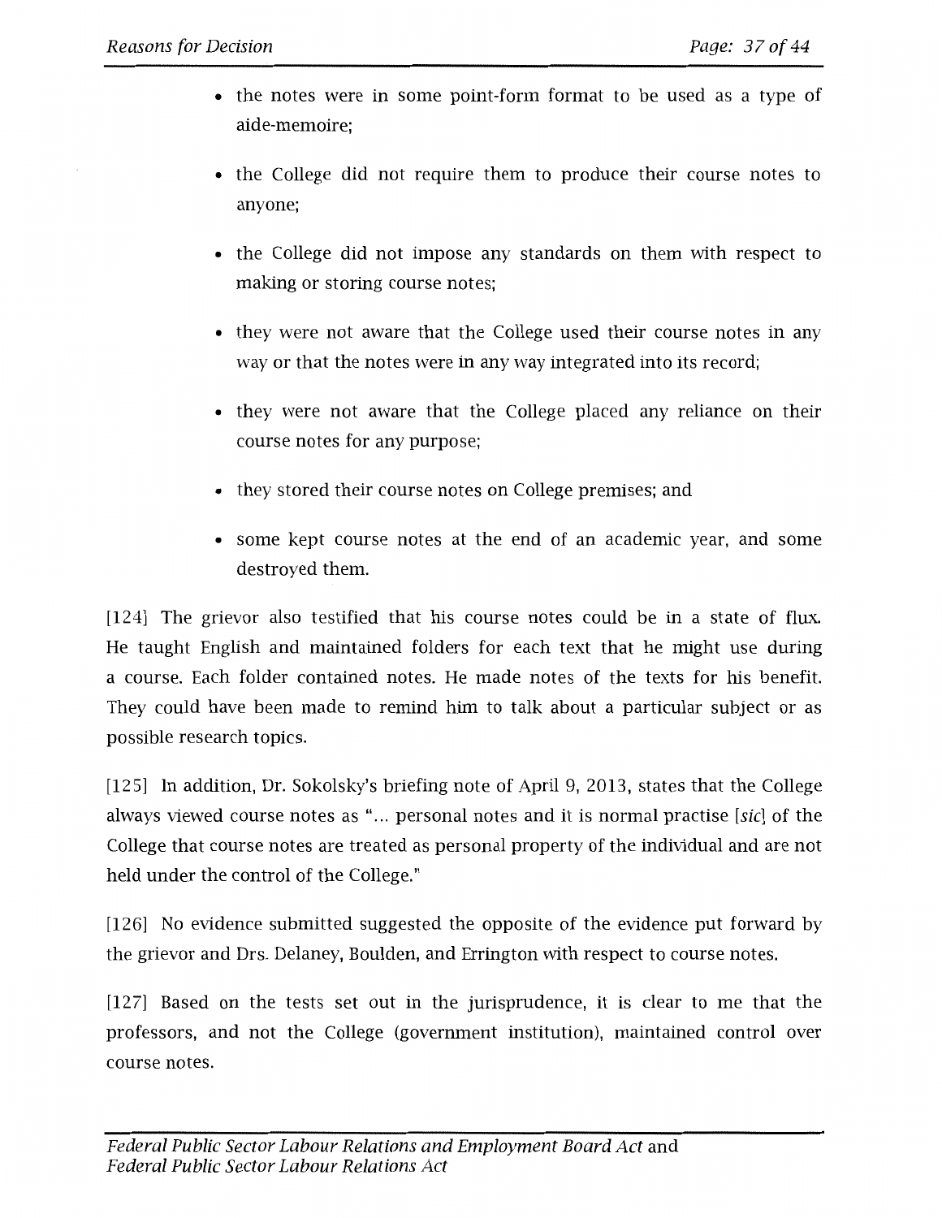- the notes were in some point-form format to be used as a type of aide-memoire;
- the College did not require them to produce their course notes to anyone;
- the College did not impose any standards on them with respect to making or storing course notes;
- they were not aware that the College used their course notes in any way or that the notes were in any way integrated into its record;
- they were not aware that the College placed any reliance on their course notes for any purpose;
- they stored their course notes on College premises; and
- some kept course notes at the end of an academic year, and some destroyed them.

[124] The grievor also testified that his course notes could be in a state of flux. He taught English and maintained folders for each text that he might use during a course. Each folder contained notes. He made notes of the texts for his benefit. They could have been made to remind him to talk about a particular subject or as possible research topics.

[125] In addition, Dr. Sokolsky's briefing note of April 9, 2013, states that the College always viewed course notes as "… personal notes and it is normal practise [*sic*] of the College that course notes are treated as personal property of the individual and are not held under the control of the College."

[126] No evidence submitted suggested the opposite of the evidence put forward by the grievor and Drs. Delaney, Boulden, and Errington with respect to course notes.

[127] Based on the tests set out in the jurisprudence, it is clear to me that the professors, and not the College (government institution), maintained control over course notes.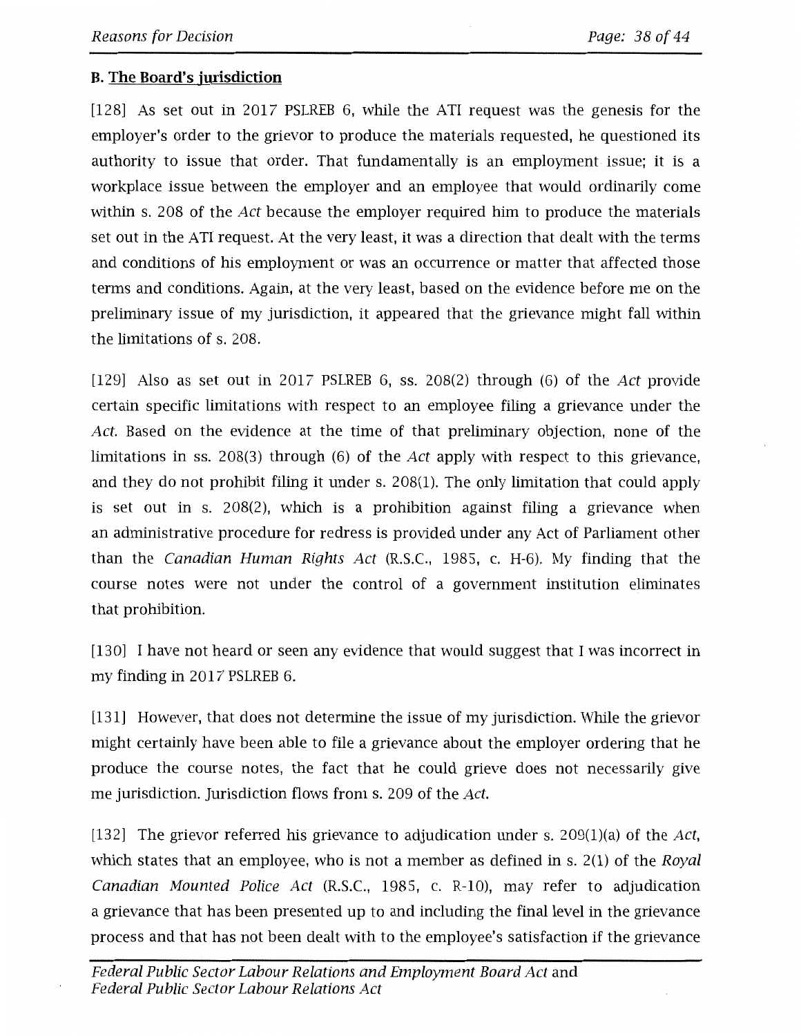### B. The Board's jurisdiction

[128] As set out in 2017 PSLREB 6, while the ATI request was the genesis for the employer's order to the grievor to produce the materials requested, he questioned its authority to issue that order. That fundamentally is an employment issue; it is a workplace issue between the employer and an employee that would ordinarily come within s. 208 of the *Act* because the employer required him to produce the materials set out in the ATI request. At the very least, it was a direction that dealt with the terms and conditions of his employment or was an occurrence or matter that affected those terms and conditions. Again, at the very least, based on the evidence before me on the preliminary issue of my jurisdiction, it appeared that the grievance might fall within the limitations of s. 208.

[129] Also as set out in 2017 PSLREB 6, ss. 208(2) through (6) of the *Act* provide certain specific limitations with respect to an employee filing a grievance under the *Act*. Based on the evidence at the time of that preliminary objection, none of the limitations in ss. 208(3) through (6) of the *Act* apply with respect to this grievance, and they do not prohibit filing it under s. 208(1). The only limitation that could apply is set out in s. 208(2), which is a prohibition against filing a grievance when an administrative procedure for redress is provided under any Act of Parliament other than the *Canadian Human Rights Act* (R.S.C., 1985, c. H-6). My finding that the course notes were not under the control of a government institution eliminates that prohibition.

[130] I have not heard or seen any evidence that would suggest that I was incorrect in my finding in 2017 PSLREB 6.

[131] However, that does not determine the issue of my jurisdiction. While the grievor might certainly have been able to file a grievance about the employer ordering that he produce the course notes, the fact that he could grieve does not necessarily give me jurisdiction. Jurisdiction flows from s. 209 of the *Act*.

[132] The grievor referred his grievance to adjudication under s. 209(1)(a) of the *Act*, which states that an employee, who is not a member as defined in s. 2(1) of the *Royal Canadian Mounted Police Act* (R.S.C., 1985, c. R-10), may refer to adjudication a grievance that has been presented up to and including the final level in the grievance process and that has not been dealt with to the employee's satisfaction if the grievance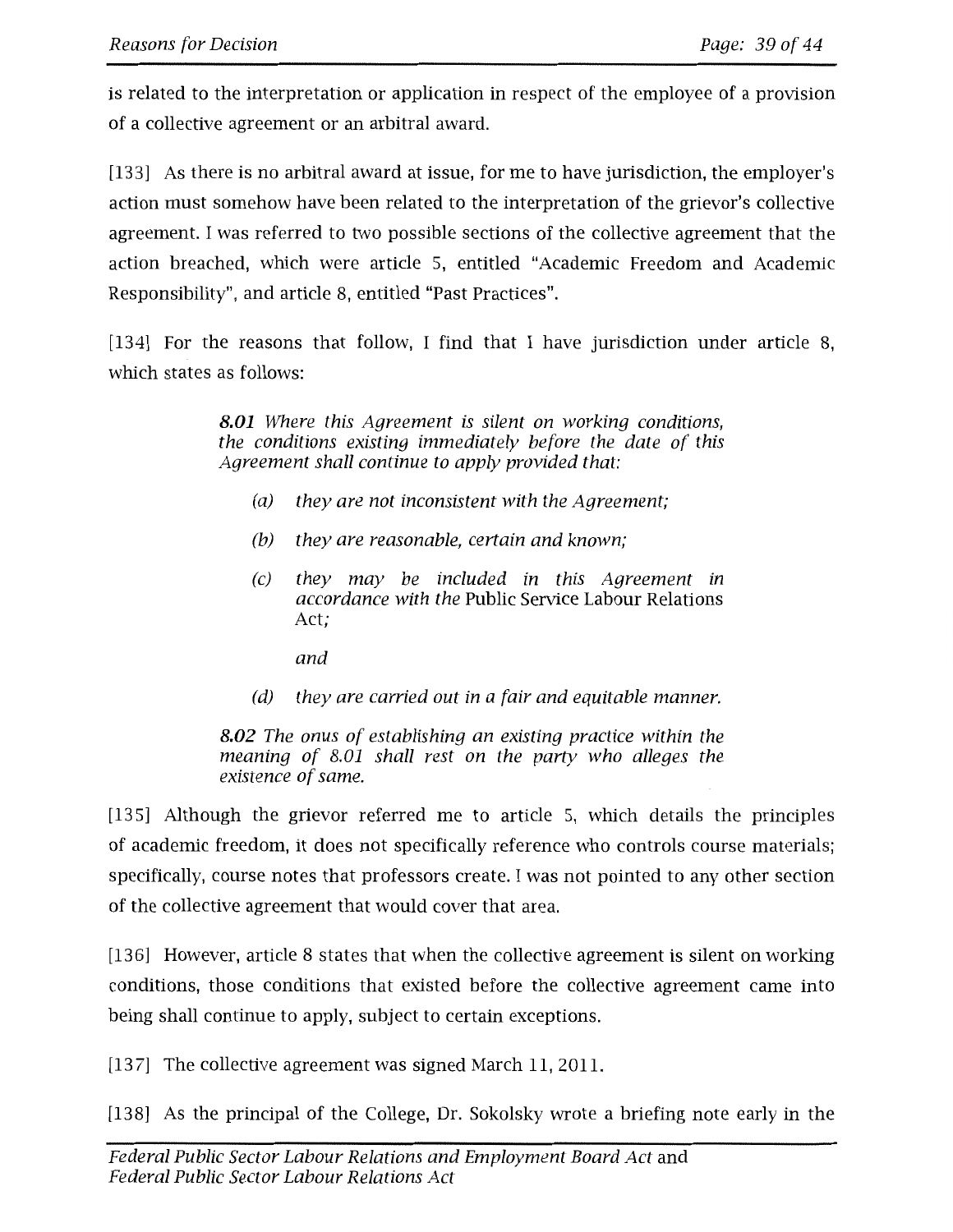is related to the interpretation or application in respect of the employee of a provision of a collective agreement or an arbitral award.

[133] As there is no arbitral award at issue, for me to have jurisdiction, the employer's action must somehow have been related to the interpretation of the grievor's collective agreement. I was referred to two possible sections of the collective agreement that the action breached, which were article 5, entitled "Academic Freedom and Academic Responsibility", and article 8, entitled "Past Practices".

[134] For the reasons that follow, I find that I have jurisdiction under article 8, which states as follows:

> ***8.01*** *Where this Agreement is silent on working conditions, the conditions existing immediately before the date of this Agreement shall continue to apply provided that:*
>
> *(a) they are not inconsistent with the Agreement;*
>
> *(b) they are reasonable, certain and known;*
>
> *(c) they may be included in this Agreement in accordance with the* Public Service Labour Relations Act*;*
>
> *and*
>
> *(d) they are carried out in a fair and equitable manner.*
>
> ***8.02*** *The onus of establishing an existing practice within the meaning of 8.01 shall rest on the party who alleges the existence of same.*

[135] Although the grievor referred me to article 5, which details the principles of academic freedom, it does not specifically reference who controls course materials; specifically, course notes that professors create. I was not pointed to any other section of the collective agreement that would cover that area.

[136] However, article 8 states that when the collective agreement is silent on working conditions, those conditions that existed before the collective agreement came into being shall continue to apply, subject to certain exceptions.

[137] The collective agreement was signed March 11, 2011.

[138] As the principal of the College, Dr. Sokolsky wrote a briefing note early in the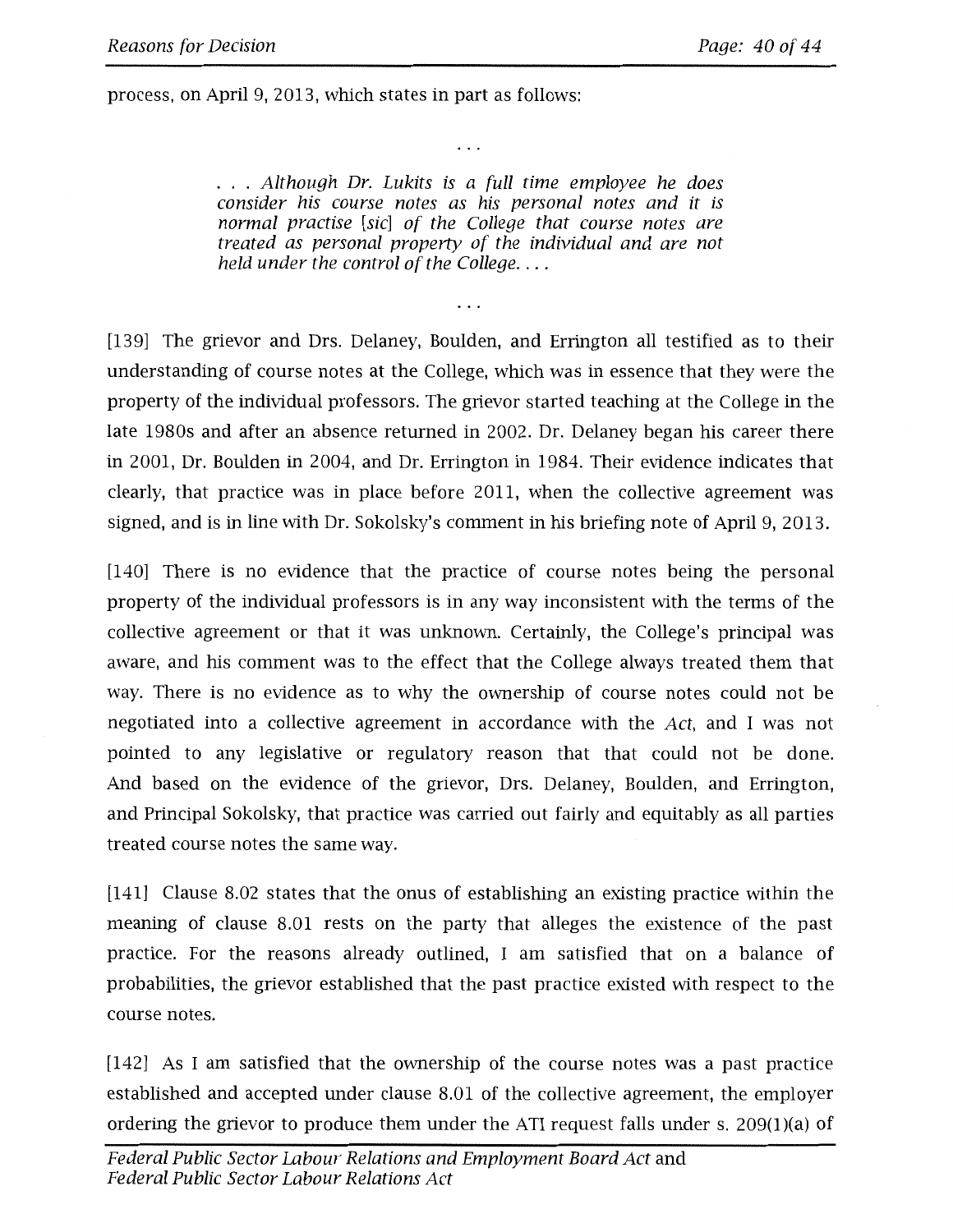process, on April 9, 2013, which states in part as follows:

...

> *. . . Although Dr. Lukits is a full time employee he does consider his course notes as his personal notes and it is normal practise [sic] of the College that course notes are treated as personal property of the individual and are not held under the control of the College. . . .*

...

[139] The grievor and Drs. Delaney, Boulden, and Errington all testified as to their understanding of course notes at the College, which was in essence that they were the property of the individual professors. The grievor started teaching at the College in the late 1980s and after an absence returned in 2002. Dr. Delaney began his career there in 2001, Dr. Boulden in 2004, and Dr. Errington in 1984. Their evidence indicates that clearly, that practice was in place before 2011, when the collective agreement was signed, and is in line with Dr. Sokolsky's comment in his briefing note of April 9, 2013.

[140] There is no evidence that the practice of course notes being the personal property of the individual professors is in any way inconsistent with the terms of the collective agreement or that it was unknown. Certainly, the College's principal was aware, and his comment was to the effect that the College always treated them that way. There is no evidence as to why the ownership of course notes could not be negotiated into a collective agreement in accordance with the *Act*, and I was not pointed to any legislative or regulatory reason that that could not be done. And based on the evidence of the grievor, Drs. Delaney, Boulden, and Errington, and Principal Sokolsky, that practice was carried out fairly and equitably as all parties treated course notes the same way.

[141] Clause 8.02 states that the onus of establishing an existing practice within the meaning of clause 8.01 rests on the party that alleges the existence of the past practice. For the reasons already outlined, I am satisfied that on a balance of probabilities, the grievor established that the past practice existed with respect to the course notes.

[142] As I am satisfied that the ownership of the course notes was a past practice established and accepted under clause 8.01 of the collective agreement, the employer ordering the grievor to produce them under the ATI request falls under s. 209(1)(a) of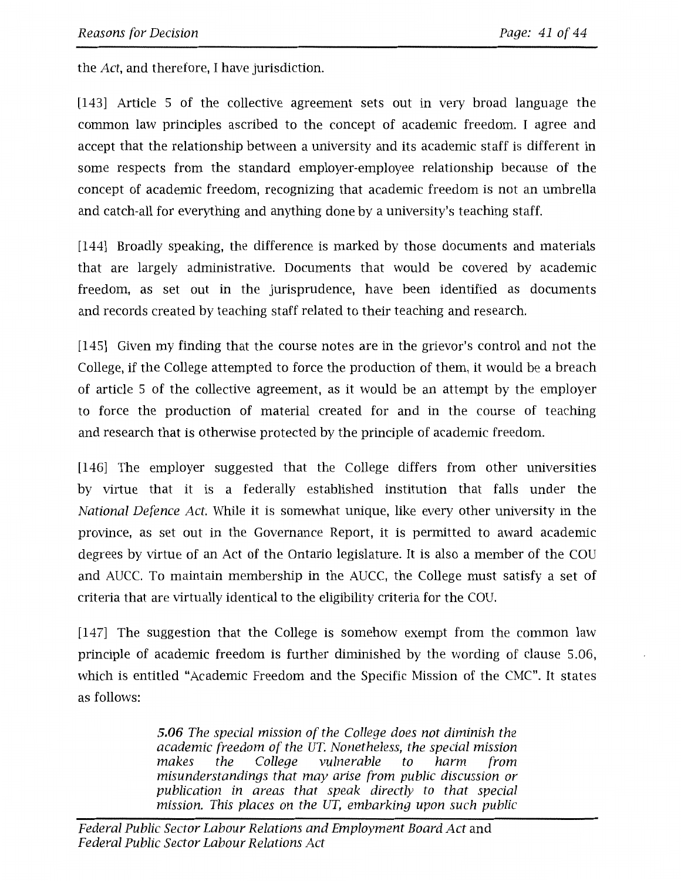the *Act*, and therefore, I have jurisdiction.

[143] Article 5 of the collective agreement sets out in very broad language the common law principles ascribed to the concept of academic freedom. I agree and accept that the relationship between a university and its academic staff is different in some respects from the standard employer-employee relationship because of the concept of academic freedom, recognizing that academic freedom is not an umbrella and catch-all for everything and anything done by a university's teaching staff.

[144] Broadly speaking, the difference is marked by those documents and materials that are largely administrative. Documents that would be covered by academic freedom, as set out in the jurisprudence, have been identified as documents and records created by teaching staff related to their teaching and research.

[145] Given my finding that the course notes are in the grievor's control and not the College, if the College attempted to force the production of them, it would be a breach of article 5 of the collective agreement, as it would be an attempt by the employer to force the production of material created for and in the course of teaching and research that is otherwise protected by the principle of academic freedom.

[146] The employer suggested that the College differs from other universities by virtue that it is a federally established institution that falls under the *National Defence Act*. While it is somewhat unique, like every other university in the province, as set out in the Governance Report, it is permitted to award academic degrees by virtue of an Act of the Ontario legislature. It is also a member of the COU and AUCC. To maintain membership in the AUCC, the College must satisfy a set of criteria that are virtually identical to the eligibility criteria for the COU.

[147] The suggestion that the College is somehow exempt from the common law principle of academic freedom is further diminished by the wording of clause 5.06, which is entitled "Academic Freedom and the Specific Mission of the CMC". It states as follows:

> ***5.06*** *The special mission of the College does not diminish the academic freedom of the UT. Nonetheless, the special mission makes the College vulnerable to harm from misunderstandings that may arise from public discussion or publication in areas that speak directly to that special mission. This places on the UT, embarking upon such public*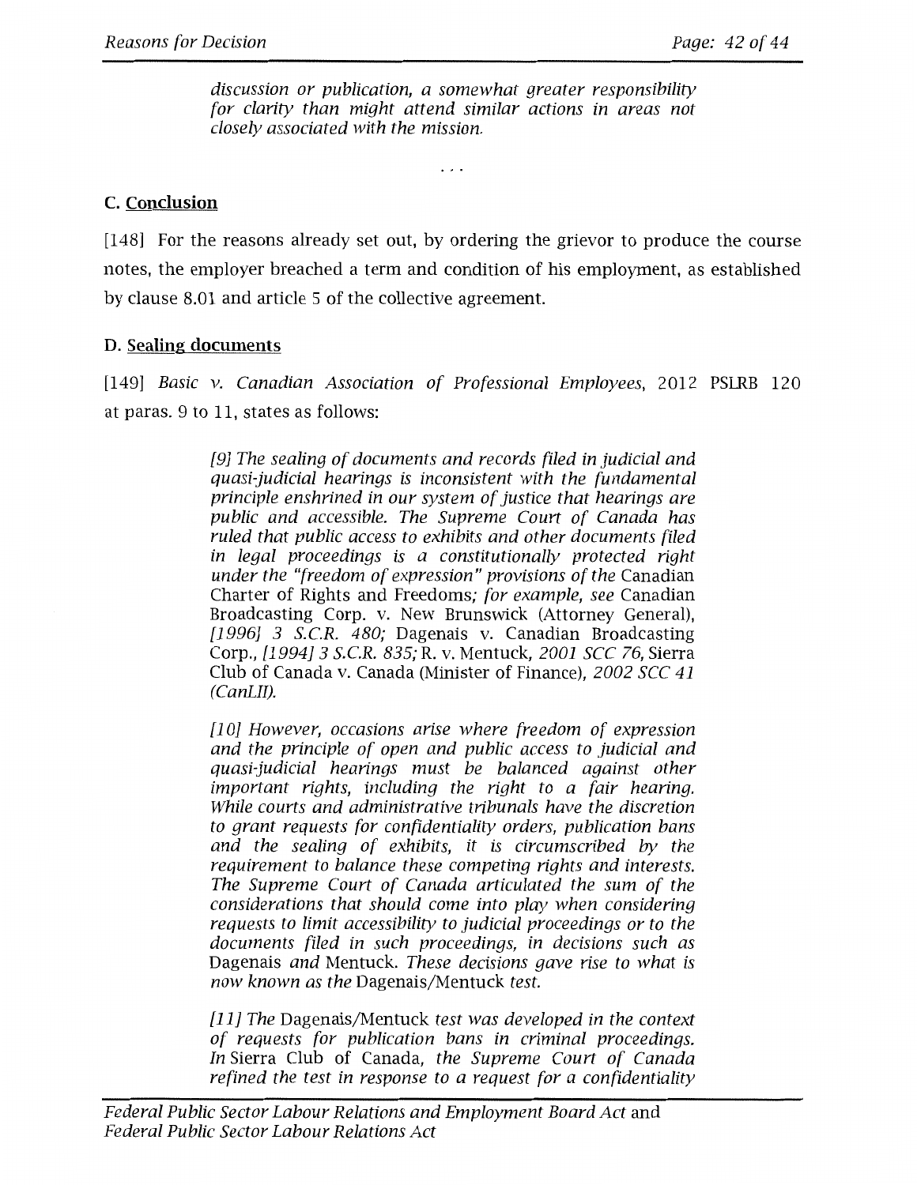> *discussion or publication, a somewhat greater responsibility for clarity than might attend similar actions in areas not closely associated with the mission.*
>
> . . .

### C. Conclusion

[148] For the reasons already set out, by ordering the grievor to produce the course notes, the employer breached a term and condition of his employment, as established by clause 8.01 and article 5 of the collective agreement.

### D. Sealing documents

[149] *Basic v. Canadian Association of Professional Employees*, 2012 PSLRB 120 at paras. 9 to 11, states as follows:

> *[9] The sealing of documents and records filed in judicial and quasi-judicial hearings is inconsistent with the fundamental principle enshrined in our system of justice that hearings are public and accessible. The Supreme Court of Canada has ruled that public access to exhibits and other documents filed in legal proceedings is a constitutionally protected right under the "freedom of expression" provisions of the* Canadian Charter of Rights and Freedoms; *for example, see* Canadian Broadcasting Corp. v. New Brunswick (Attorney General), *[1996] 3 S.C.R. 480;* Dagenais v. Canadian Broadcasting Corp., *[1994] 3 S.C.R. 835;* R. v. Mentuck, *2001 SCC 76,* Sierra Club of Canada v. Canada (Minister of Finance), *2002 SCC 41 (CanLII).*
>
> *[10] However, occasions arise where freedom of expression and the principle of open and public access to judicial and quasi-judicial hearings must be balanced against other important rights, including the right to a fair hearing. While courts and administrative tribunals have the discretion to grant requests for confidentiality orders, publication bans and the sealing of exhibits, it is circumscribed by the requirement to balance these competing rights and interests. The Supreme Court of Canada articulated the sum of the considerations that should come into play when considering requests to limit accessibility to judicial proceedings or to the documents filed in such proceedings, in decisions such as* Dagenais *and* Mentuck. *These decisions gave rise to what is now known as the* Dagenais/Mentuck *test.*
>
> *[11] The* Dagenais/Mentuck *test was developed in the context of requests for publication bans in criminal proceedings. In* Sierra Club of Canada, *the Supreme Court of Canada refined the test in response to a request for a confidentiality*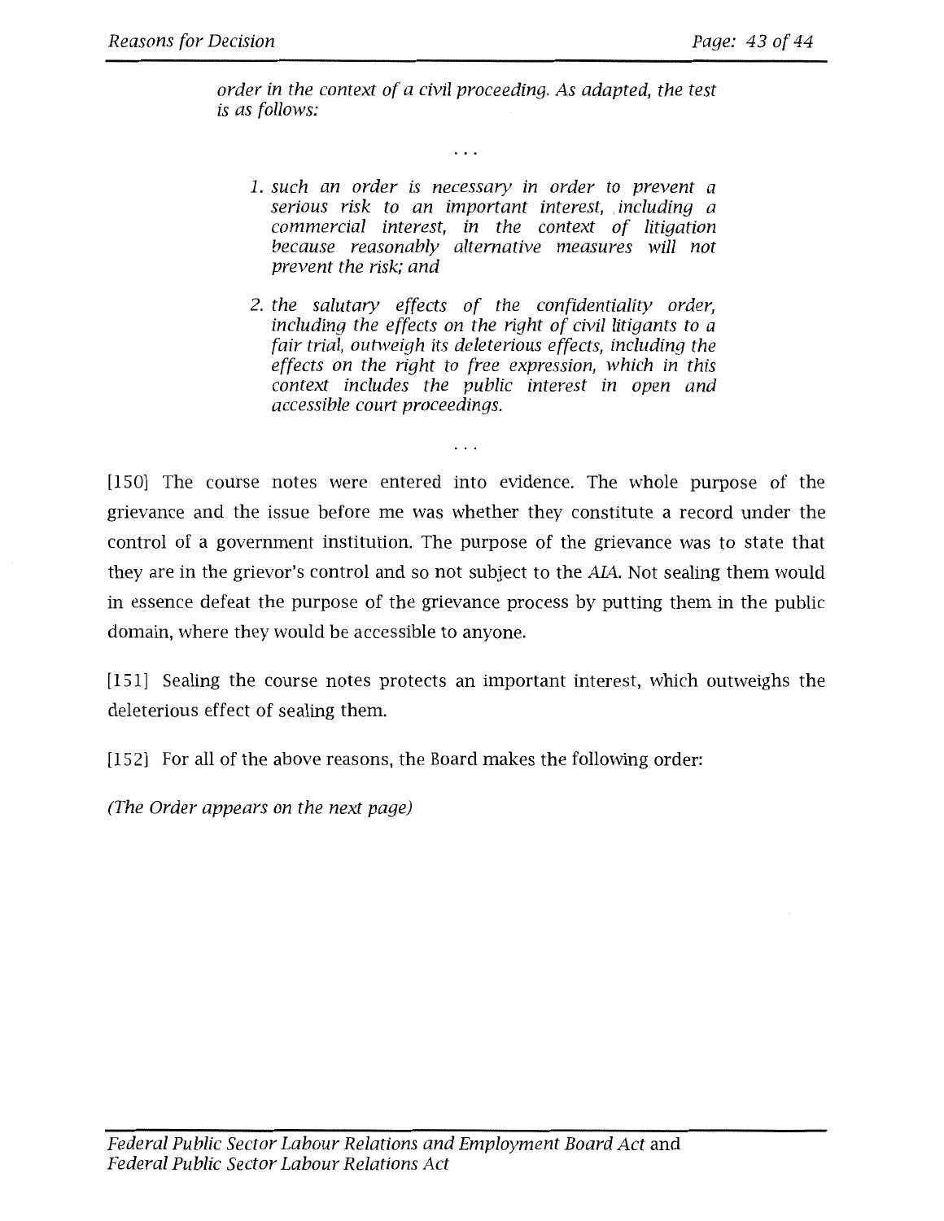*order in the context of a civil proceeding. As adapted, the test is as follows:*

*. . .*

> 1. *such an order is necessary in order to prevent a serious risk to an important interest, including a commercial interest, in the context of litigation because reasonably alternative measures will not prevent the risk; and*
>
> 2. *the salutary effects of the confidentiality order, including the effects on the right of civil litigants to a fair trial, outweigh its deleterious effects, including the effects on the right to free expression, which in this context includes the public interest in open and accessible court proceedings.*

*. . .*

[150] The course notes were entered into evidence. The whole purpose of the grievance and the issue before me was whether they constitute a record under the control of a government institution. The purpose of the grievance was to state that they are in the grievor's control and so not subject to the *AIA*. Not sealing them would in essence defeat the purpose of the grievance process by putting them in the public domain, where they would be accessible to anyone.

[151] Sealing the course notes protects an important interest, which outweighs the deleterious effect of sealing them.

[152] For all of the above reasons, the Board makes the following order:

*(The Order appears on the next page)*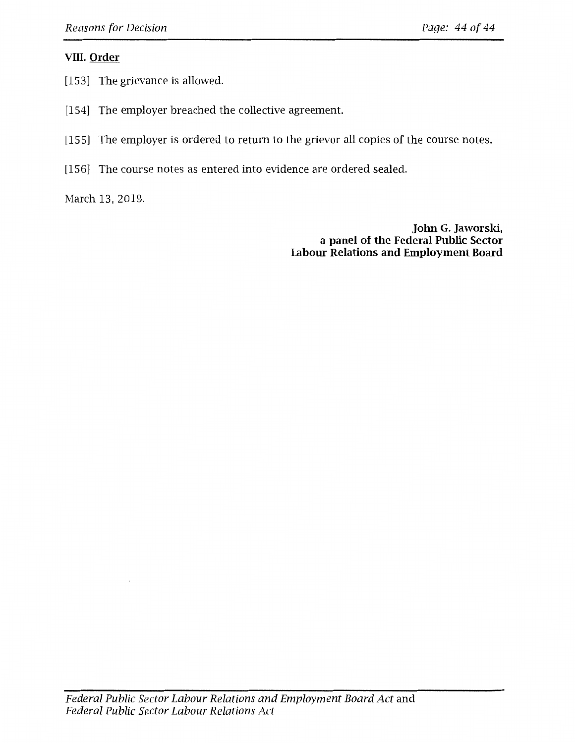## VIII. Order

[153] The grievance is allowed.

[154] The employer breached the collective agreement.

[155] The employer is ordered to return to the grievor all copies of the course notes.

[156] The course notes as entered into evidence are ordered sealed.

March 13, 2019.

**John G. Jaworski,**
**a panel of the Federal Public Sector**
**Labour Relations and Employment Board**